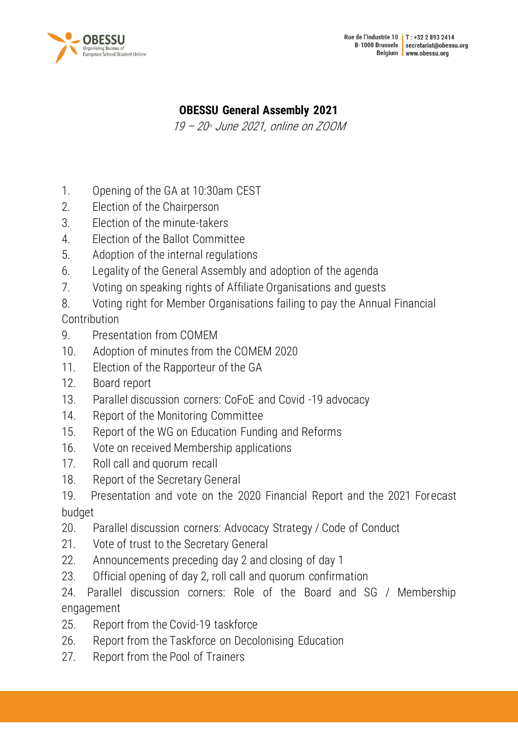# OBESSU General Assembly 2021

*19 – 20th June 2021, online on ZOOM*

1. Opening of the GA at 10:30am CEST
2. Election of the Chairperson
3. Election of the minute-takers
4. Election of the Ballot Committee
5. Adoption of the internal regulations
6. Legality of the General Assembly and adoption of the agenda
7. Voting on speaking rights of Affiliate Organisations and guests
8. Voting right for Member Organisations failing to pay the Annual Financial Contribution
9. Presentation from COMEM
10. Adoption of minutes from the COMEM 2020
11. Election of the Rapporteur of the GA
12. Board report
13. Parallel discussion corners: CoFoE and Covid -19 advocacy
14. Report of the Monitoring Committee
15. Report of the WG on Education Funding and Reforms
16. Vote on received Membership applications
17. Roll call and quorum recall
18. Report of the Secretary General
19. Presentation and vote on the 2020 Financial Report and the 2021 Forecast budget
20. Parallel discussion corners: Advocacy Strategy / Code of Conduct
21. Vote of trust to the Secretary General
22. Announcements preceding day 2 and closing of day 1
23. Official opening of day 2, roll call and quorum confirmation
24. Parallel discussion corners: Role of the Board and SG / Membership engagement
25. Report from the Covid-19 taskforce
26. Report from the Taskforce on Decolonising Education
27. Report from the Pool of Trainers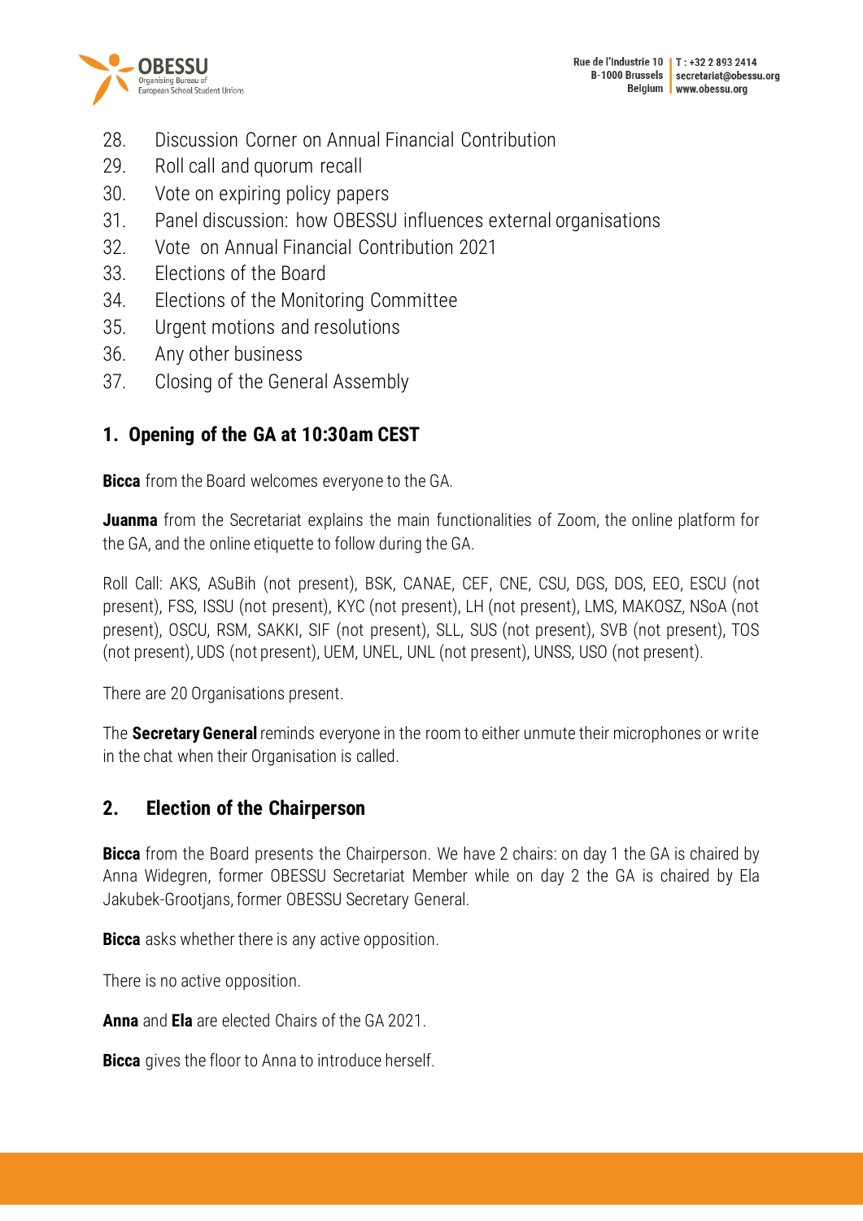28. Discussion Corner on Annual Financial Contribution
29. Roll call and quorum recall
30. Vote on expiring policy papers
31. Panel discussion: how OBESSU influences external organisations
32. Vote on Annual Financial Contribution 2021
33. Elections of the Board
34. Elections of the Monitoring Committee
35. Urgent motions and resolutions
36. Any other business
37. Closing of the General Assembly

## 1. Opening of the GA at 10:30am CEST

**Bicca** from the Board welcomes everyone to the GA.

**Juanma** from the Secretariat explains the main functionalities of Zoom, the online platform for the GA, and the online etiquette to follow during the GA.

Roll Call: AKS, ASuBih (not present), BSK, CANAE, CEF, CNE, CSU, DGS, DOS, EEO, ESCU (not present), FSS, ISSU (not present), KYC (not present), LH (not present), LMS, MAKOSZ, NSoA (not present), OSCU, RSM, SAKKI, SIF (not present), SLL, SUS (not present), SVB (not present), TOS (not present), UDS (not present), UEM, UNEL, UNL (not present), UNSS, USO (not present).

There are 20 Organisations present.

The **Secretary General** reminds everyone in the room to either unmute their microphones or write in the chat when their Organisation is called.

## 2. Election of the Chairperson

**Bicca** from the Board presents the Chairperson. We have 2 chairs: on day 1 the GA is chaired by Anna Widegren, former OBESSU Secretariat Member while on day 2 the GA is chaired by Ela Jakubek-Grootjans, former OBESSU Secretary General.

**Bicca** asks whether there is any active opposition.

There is no active opposition.

**Anna** and **Ela** are elected Chairs of the GA 2021.

**Bicca** gives the floor to Anna to introduce herself.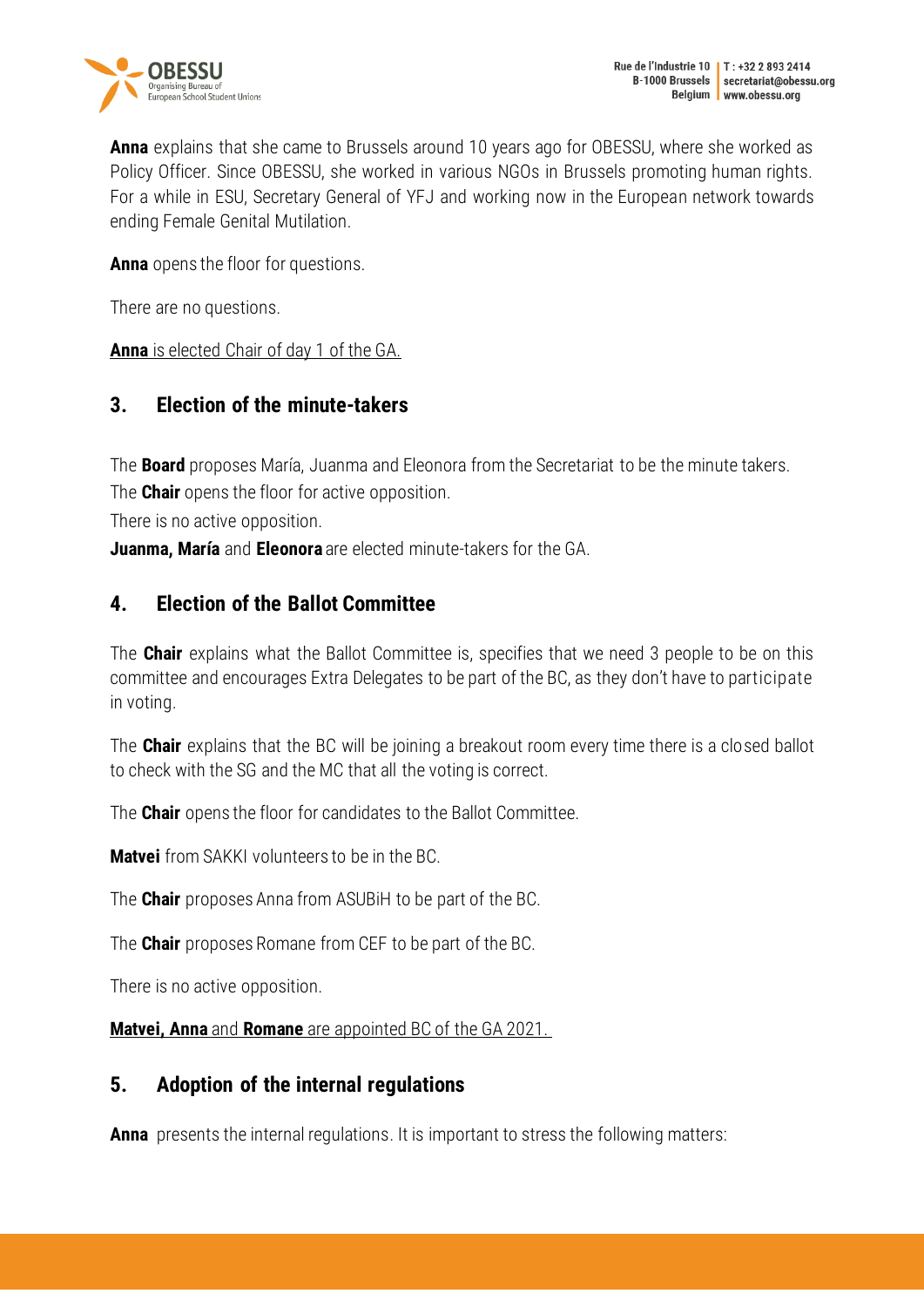**Anna** explains that she came to Brussels around 10 years ago for OBESSU, where she worked as Policy Officer. Since OBESSU, she worked in various NGOs in Brussels promoting human rights. For a while in ESU, Secretary General of YFJ and working now in the European network towards ending Female Genital Mutilation.

**Anna** opens the floor for questions.

There are no questions.

**Anna** is elected Chair of day 1 of the GA.

## 3. Election of the minute-takers

The **Board** proposes María, Juanma and Eleonora from the Secretariat to be the minute takers.
The **Chair** opens the floor for active opposition.
There is no active opposition.
**Juanma, María** and **Eleonora** are elected minute-takers for the GA.

## 4. Election of the Ballot Committee

The **Chair** explains what the Ballot Committee is, specifies that we need 3 people to be on this committee and encourages Extra Delegates to be part of the BC, as they don't have to participate in voting.

The **Chair** explains that the BC will be joining a breakout room every time there is a closed ballot to check with the SG and the MC that all the voting is correct.

The **Chair** opens the floor for candidates to the Ballot Committee.

**Matvei** from SAKKI volunteers to be in the BC.

The **Chair** proposes Anna from ASUBiH to be part of the BC.

The **Chair** proposes Romane from CEF to be part of the BC.

There is no active opposition.

**Matvei, Anna** and **Romane** are appointed BC of the GA 2021.

## 5. Adoption of the internal regulations

**Anna** presents the internal regulations. It is important to stress the following matters: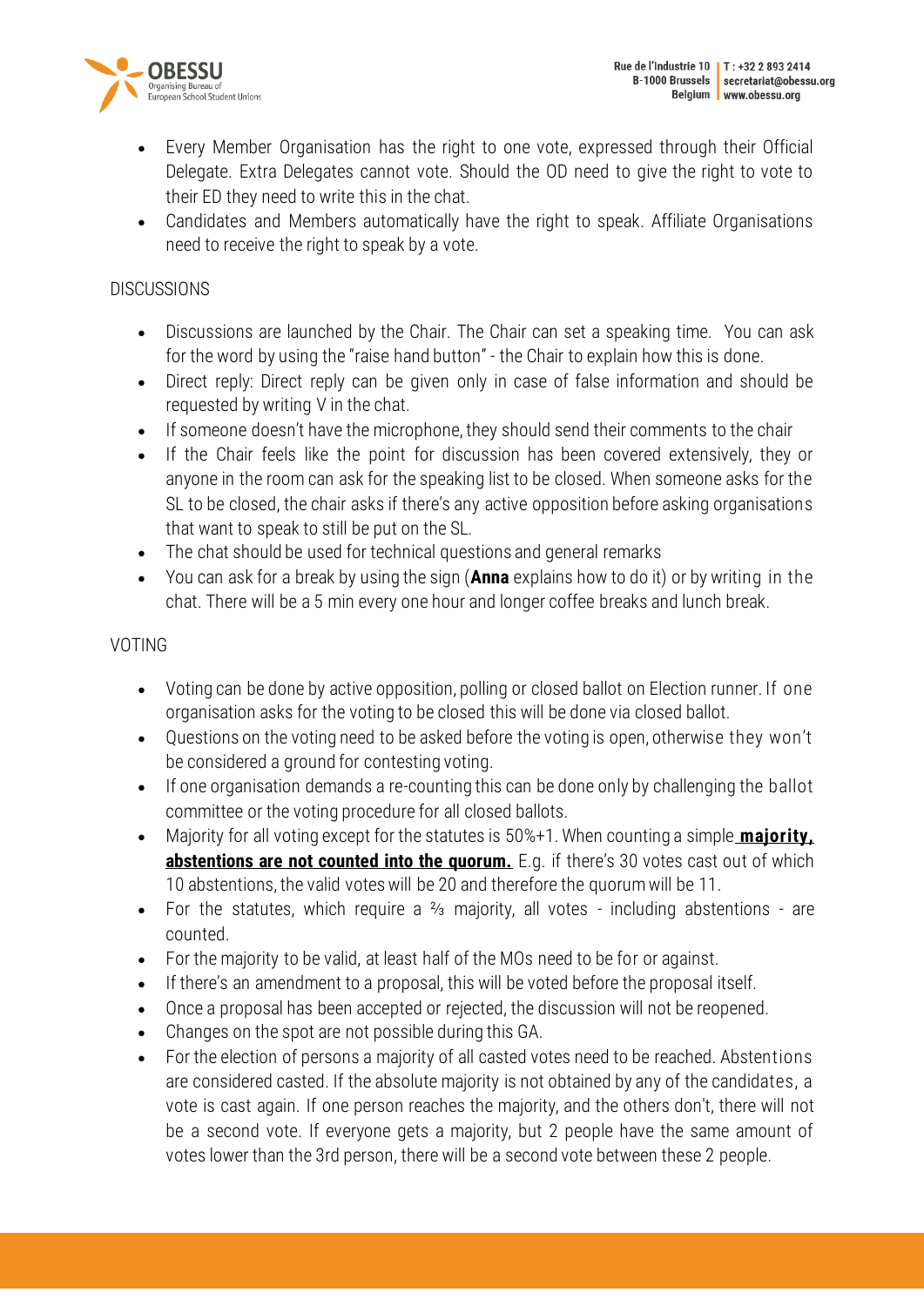- Every Member Organisation has the right to one vote, expressed through their Official Delegate. Extra Delegates cannot vote. Should the OD need to give the right to vote to their ED they need to write this in the chat.
- Candidates and Members automatically have the right to speak. Affiliate Organisations need to receive the right to speak by a vote.

DISCUSSIONS

- Discussions are launched by the Chair. The Chair can set a speaking time. You can ask for the word by using the "raise hand button" - the Chair to explain how this is done.
- Direct reply: Direct reply can be given only in case of false information and should be requested by writing V in the chat.
- If someone doesn't have the microphone, they should send their comments to the chair
- If the Chair feels like the point for discussion has been covered extensively, they or anyone in the room can ask for the speaking list to be closed. When someone asks for the SL to be closed, the chair asks if there's any active opposition before asking organisations that want to speak to still be put on the SL.
- The chat should be used for technical questions and general remarks
- You can ask for a break by using the sign (**Anna** explains how to do it) or by writing in the chat. There will be a 5 min every one hour and longer coffee breaks and lunch break.

VOTING

- Voting can be done by active opposition, polling or closed ballot on Election runner. If one organisation asks for the voting to be closed this will be done via closed ballot.
- Questions on the voting need to be asked before the voting is open, otherwise they won't be considered a ground for contesting voting.
- If one organisation demands a re-counting this can be done only by challenging the ballot committee or the voting procedure for all closed ballots.
- Majority for all voting except for the statutes is 50%+1. When counting a simple **majority, abstentions are not counted into the quorum.** E.g. if there's 30 votes cast out of which 10 abstentions, the valid votes will be 20 and therefore the quorum will be 11.
- For the statutes, which require a ⅔ majority, all votes - including abstentions - are counted.
- For the majority to be valid, at least half of the MOs need to be for or against.
- If there's an amendment to a proposal, this will be voted before the proposal itself.
- Once a proposal has been accepted or rejected, the discussion will not be reopened.
- Changes on the spot are not possible during this GA.
- For the election of persons a majority of all casted votes need to be reached. Abstentions are considered casted. If the absolute majority is not obtained by any of the candidates, a vote is cast again. If one person reaches the majority, and the others don't, there will not be a second vote. If everyone gets a majority, but 2 people have the same amount of votes lower than the 3rd person, there will be a second vote between these 2 people.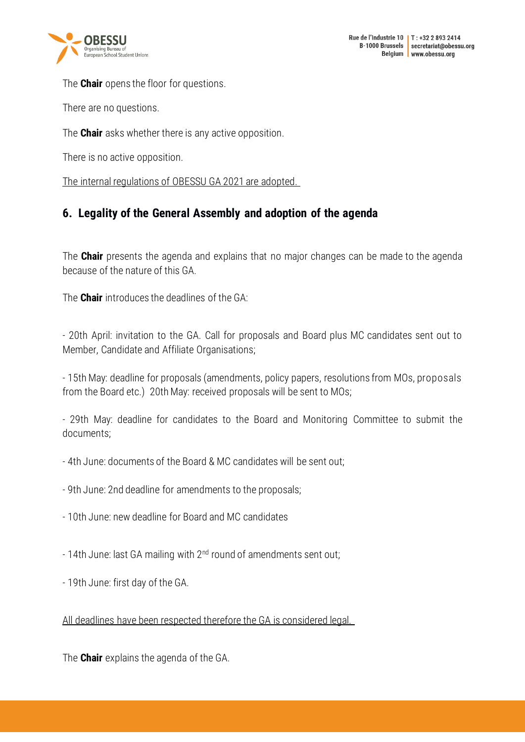The **Chair** opens the floor for questions.

There are no questions.

The **Chair** asks whether there is any active opposition.

There is no active opposition.

<u>The internal regulations of OBESSU GA 2021 are adopted.</u>

## 6. Legality of the General Assembly and adoption of the agenda

The **Chair** presents the agenda and explains that no major changes can be made to the agenda because of the nature of this GA.

The **Chair** introduces the deadlines of the GA:

- 20th April: invitation to the GA. Call for proposals and Board plus MC candidates sent out to Member, Candidate and Affiliate Organisations;

- 15th May: deadline for proposals (amendments, policy papers, resolutions from MOs, proposals from the Board etc.) 20th May: received proposals will be sent to MOs;

- 29th May: deadline for candidates to the Board and Monitoring Committee to submit the documents;

- 4th June: documents of the Board & MC candidates will be sent out;

- 9th June: 2nd deadline for amendments to the proposals;

- 10th June: new deadline for Board and MC candidates

- 14th June: last GA mailing with 2nd round of amendments sent out;

- 19th June: first day of the GA.

<u>All deadlines have been respected therefore the GA is considered legal.</u>

The **Chair** explains the agenda of the GA.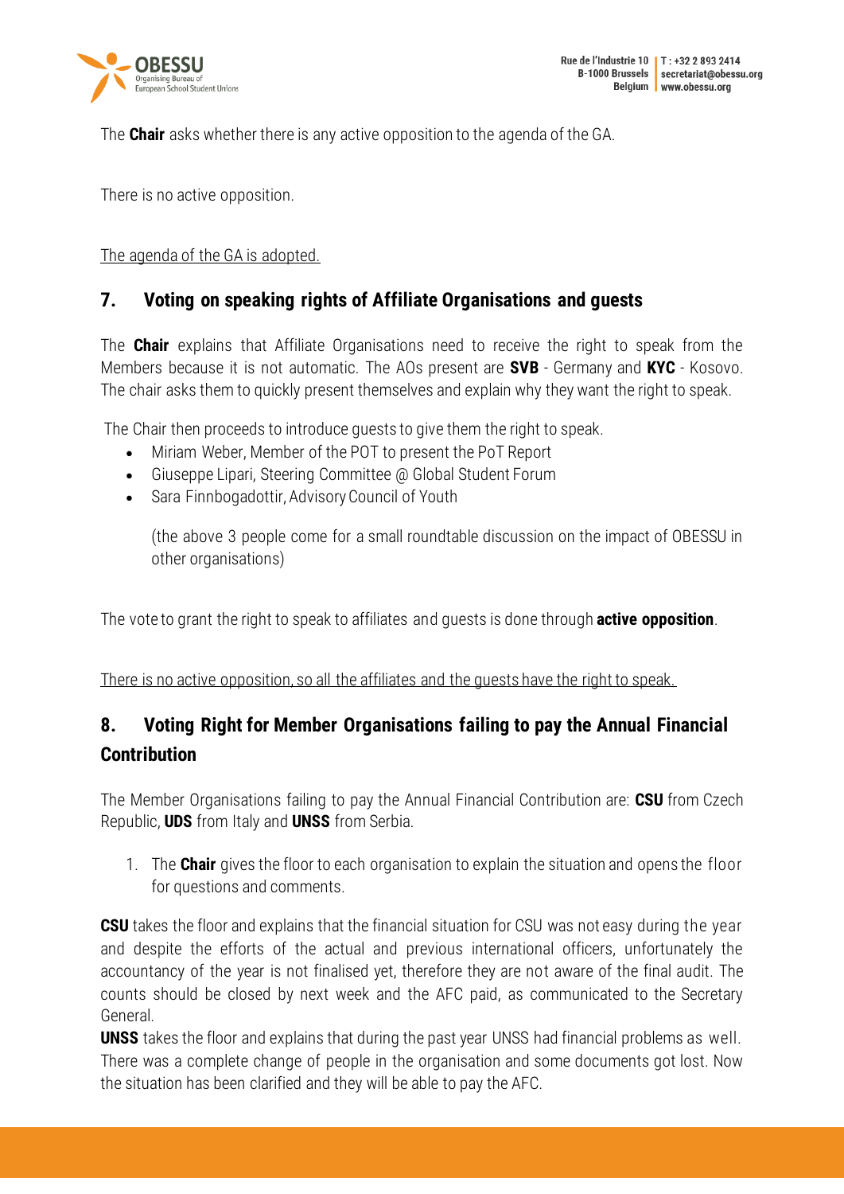The **Chair** asks whether there is any active opposition to the agenda of the GA.

There is no active opposition.

<u>The agenda of the GA is adopted.</u>

## 7. Voting on speaking rights of Affiliate Organisations and guests

The **Chair** explains that Affiliate Organisations need to receive the right to speak from the Members because it is not automatic. The AOs present are **SVB** - Germany and **KYC** - Kosovo. The chair asks them to quickly present themselves and explain why they want the right to speak.

The Chair then proceeds to introduce guests to give them the right to speak.

- Miriam Weber, Member of the POT to present the PoT Report
- Giuseppe Lipari, Steering Committee @ Global Student Forum
- Sara Finnbogadottir, Advisory Council of Youth

  (the above 3 people come for a small roundtable discussion on the impact of OBESSU in other organisations)

The vote to grant the right to speak to affiliates and guests is done through **active opposition**.

<u>There is no active opposition, so all the affiliates and the guests have the right to speak.</u>

## 8. Voting Right for Member Organisations failing to pay the Annual Financial Contribution

The Member Organisations failing to pay the Annual Financial Contribution are: **CSU** from Czech Republic, **UDS** from Italy and **UNSS** from Serbia.

1. The **Chair** gives the floor to each organisation to explain the situation and opens the floor for questions and comments.

**CSU** takes the floor and explains that the financial situation for CSU was not easy during the year and despite the efforts of the actual and previous international officers, unfortunately the accountancy of the year is not finalised yet, therefore they are not aware of the final audit. The counts should be closed by next week and the AFC paid, as communicated to the Secretary General.

**UNSS** takes the floor and explains that during the past year UNSS had financial problems as well. There was a complete change of people in the organisation and some documents got lost. Now the situation has been clarified and they will be able to pay the AFC.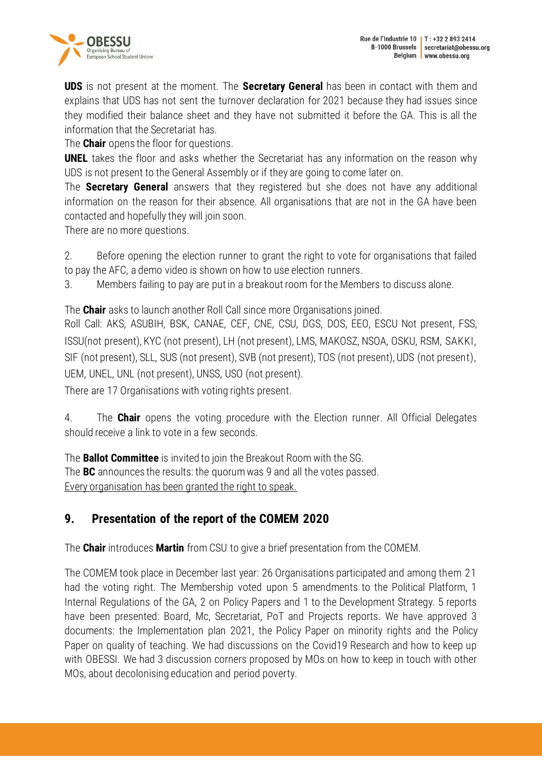**UDS** is not present at the moment. The **Secretary General** has been in contact with them and explains that UDS has not sent the turnover declaration for 2021 because they had issues since they modified their balance sheet and they have not submitted it before the GA. This is all the information that the Secretariat has.

The **Chair** opens the floor for questions.

**UNEL** takes the floor and asks whether the Secretariat has any information on the reason why UDS is not present to the General Assembly or if they are going to come later on.

The **Secretary General** answers that they registered but she does not have any additional information on the reason for their absence. All organisations that are not in the GA have been contacted and hopefully they will join soon.

There are no more questions.

2. Before opening the election runner to grant the right to vote for organisations that failed to pay the AFC, a demo video is shown on how to use election runners.
3. Members failing to pay are put in a breakout room for the Members to discuss alone.

The **Chair** asks to launch another Roll Call since more Organisations joined.

Roll Call: AKS, ASUBIH, BSK, CANAE, CEF, CNE, CSU, DGS, DOS, EEO, ESCU Not present, FSS, ISSU(not present), KYC (not present), LH (not present), LMS, MAKOSZ, NSOA, OSKU, RSM, SAKKI, SIF (not present), SLL, SUS (not present), SVB (not present), TOS (not present), UDS (not present), UEM, UNEL, UNL (not present), UNSS, USO (not present).

There are 17 Organisations with voting rights present.

4. The **Chair** opens the voting procedure with the Election runner. All Official Delegates should receive a link to vote in a few seconds.

The **Ballot Committee** is invited to join the Breakout Room with the SG.

The **BC** announces the results: the quorum was 9 and all the votes passed.

<u>Every organisation has been granted the right to speak.</u>

## 9. Presentation of the report of the COMEM 2020

The **Chair** introduces **Martin** from CSU to give a brief presentation from the COMEM.

The COMEM took place in December last year: 26 Organisations participated and among them 21 had the voting right. The Membership voted upon 5 amendments to the Political Platform, 1 Internal Regulations of the GA, 2 on Policy Papers and 1 to the Development Strategy. 5 reports have been presented: Board, Mc, Secretariat, PoT and Projects reports. We have approved 3 documents: the Implementation plan 2021, the Policy Paper on minority rights and the Policy Paper on quality of teaching. We had discussions on the Covid19 Research and how to keep up with OBESSI. We had 3 discussion corners proposed by MOs on how to keep in touch with other MOs, about decolonising education and period poverty.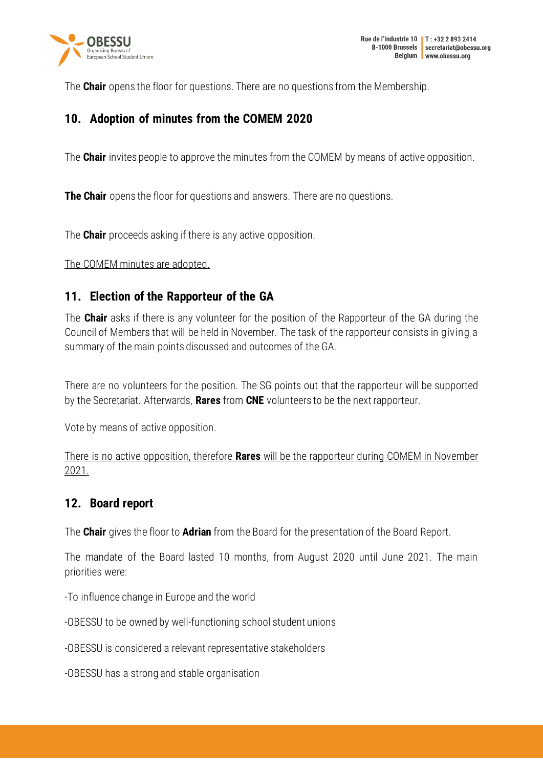The **Chair** opens the floor for questions. There are no questions from the Membership.

## 10. Adoption of minutes from the COMEM 2020

The **Chair** invites people to approve the minutes from the COMEM by means of active opposition.

**The Chair** opens the floor for questions and answers. There are no questions.

The **Chair** proceeds asking if there is any active opposition.

<u>The COMEM minutes are adopted.</u>

## 11. Election of the Rapporteur of the GA

The **Chair** asks if there is any volunteer for the position of the Rapporteur of the GA during the Council of Members that will be held in November. The task of the rapporteur consists in giving a summary of the main points discussed and outcomes of the GA.

There are no volunteers for the position. The SG points out that the rapporteur will be supported by the Secretariat. Afterwards, **Rares** from **CNE** volunteers to be the next rapporteur.

Vote by means of active opposition.

<u>There is no active opposition, therefore **Rares** will be the rapporteur during COMEM in November 2021.</u>

## 12. Board report

The **Chair** gives the floor to **Adrian** from the Board for the presentation of the Board Report.

The mandate of the Board lasted 10 months, from August 2020 until June 2021. The main priorities were:

-To influence change in Europe and the world

-OBESSU to be owned by well-functioning school student unions

-OBESSU is considered a relevant representative stakeholders

-OBESSU has a strong and stable organisation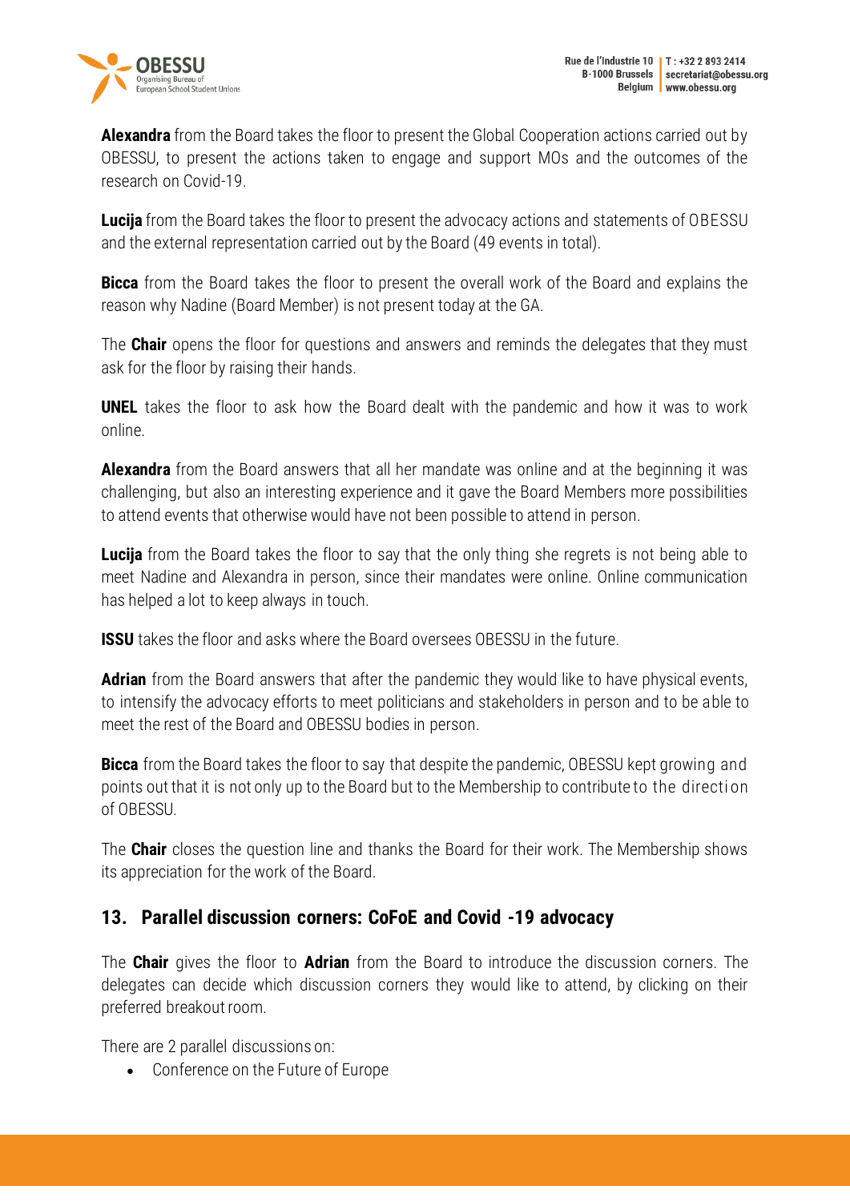**Alexandra** from the Board takes the floor to present the Global Cooperation actions carried out by OBESSU, to present the actions taken to engage and support MOs and the outcomes of the research on Covid-19.

**Lucija** from the Board takes the floor to present the advocacy actions and statements of OBESSU and the external representation carried out by the Board (49 events in total).

**Bicca** from the Board takes the floor to present the overall work of the Board and explains the reason why Nadine (Board Member) is not present today at the GA.

The **Chair** opens the floor for questions and answers and reminds the delegates that they must ask for the floor by raising their hands.

**UNEL** takes the floor to ask how the Board dealt with the pandemic and how it was to work online.

**Alexandra** from the Board answers that all her mandate was online and at the beginning it was challenging, but also an interesting experience and it gave the Board Members more possibilities to attend events that otherwise would have not been possible to attend in person.

**Lucija** from the Board takes the floor to say that the only thing she regrets is not being able to meet Nadine and Alexandra in person, since their mandates were online. Online communication has helped a lot to keep always in touch.

**ISSU** takes the floor and asks where the Board oversees OBESSU in the future.

**Adrian** from the Board answers that after the pandemic they would like to have physical events, to intensify the advocacy efforts to meet politicians and stakeholders in person and to be able to meet the rest of the Board and OBESSU bodies in person.

**Bicca** from the Board takes the floor to say that despite the pandemic, OBESSU kept growing and points out that it is not only up to the Board but to the Membership to contribute to the direction of OBESSU.

The **Chair** closes the question line and thanks the Board for their work. The Membership shows its appreciation for the work of the Board.

## 13. Parallel discussion corners: CoFoE and Covid -19 advocacy

The **Chair** gives the floor to **Adrian** from the Board to introduce the discussion corners. The delegates can decide which discussion corners they would like to attend, by clicking on their preferred breakout room.

There are 2 parallel discussions on:

- Conference on the Future of Europe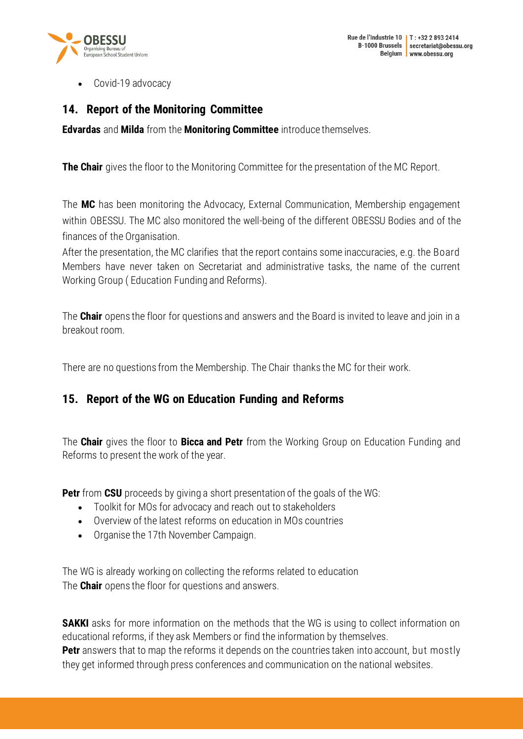- Covid-19 advocacy

## 14. Report of the Monitoring Committee

**Edvardas** and **Milda** from the **Monitoring Committee** introduce themselves.

**The Chair** gives the floor to the Monitoring Committee for the presentation of the MC Report.

The **MC** has been monitoring the Advocacy, External Communication, Membership engagement within OBESSU. The MC also monitored the well-being of the different OBESSU Bodies and of the finances of the Organisation.
After the presentation, the MC clarifies that the report contains some inaccuracies, e.g. the Board Members have never taken on Secretariat and administrative tasks, the name of the current Working Group ( Education Funding and Reforms).

The **Chair** opens the floor for questions and answers and the Board is invited to leave and join in a breakout room.

There are no questions from the Membership. The Chair thanks the MC for their work.

## 15. Report of the WG on Education Funding and Reforms

The **Chair** gives the floor to **Bicca and Petr** from the Working Group on Education Funding and Reforms to present the work of the year.

**Petr** from **CSU** proceeds by giving a short presentation of the goals of the WG:

- Toolkit for MOs for advocacy and reach out to stakeholders
- Overview of the latest reforms on education in MOs countries
- Organise the 17th November Campaign.

The WG is already working on collecting the reforms related to education
The **Chair** opens the floor for questions and answers.

**SAKKI** asks for more information on the methods that the WG is using to collect information on educational reforms, if they ask Members or find the information by themselves.
**Petr** answers that to map the reforms it depends on the countries taken into account, but mostly they get informed through press conferences and communication on the national websites.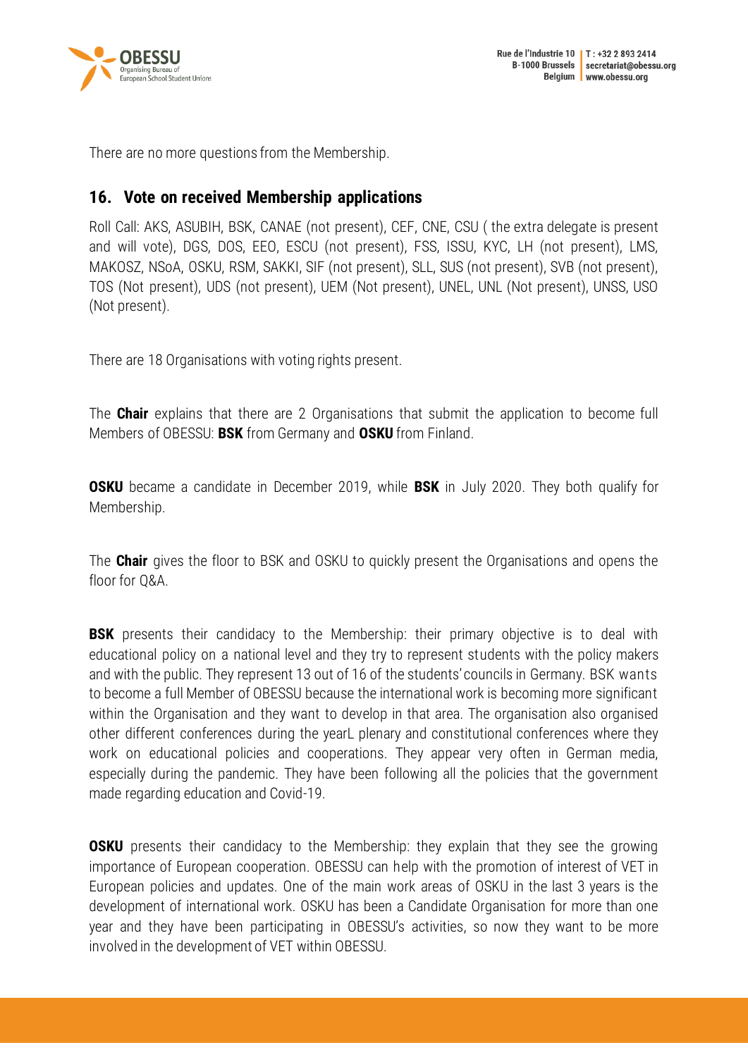There are no more questions from the Membership.

## 16. Vote on received Membership applications

Roll Call: AKS, ASUBIH, BSK, CANAE (not present), CEF, CNE, CSU ( the extra delegate is present and will vote), DGS, DOS, EEO, ESCU (not present), FSS, ISSU, KYC, LH (not present), LMS, MAKOSZ, NSoA, OSKU, RSM, SAKKI, SIF (not present), SLL, SUS (not present), SVB (not present), TOS (Not present), UDS (not present), UEM (Not present), UNEL, UNL (Not present), UNSS, USO (Not present).

There are 18 Organisations with voting rights present.

The **Chair** explains that there are 2 Organisations that submit the application to become full Members of OBESSU: **BSK** from Germany and **OSKU** from Finland.

**OSKU** became a candidate in December 2019, while **BSK** in July 2020. They both qualify for Membership.

The **Chair** gives the floor to BSK and OSKU to quickly present the Organisations and opens the floor for Q&A.

**BSK** presents their candidacy to the Membership: their primary objective is to deal with educational policy on a national level and they try to represent students with the policy makers and with the public. They represent 13 out of 16 of the students' councils in Germany. BSK wants to become a full Member of OBESSU because the international work is becoming more significant within the Organisation and they want to develop in that area. The organisation also organised other different conferences during the yearL plenary and constitutional conferences where they work on educational policies and cooperations. They appear very often in German media, especially during the pandemic. They have been following all the policies that the government made regarding education and Covid-19.

**OSKU** presents their candidacy to the Membership: they explain that they see the growing importance of European cooperation. OBESSU can help with the promotion of interest of VET in European policies and updates. One of the main work areas of OSKU in the last 3 years is the development of international work. OSKU has been a Candidate Organisation for more than one year and they have been participating in OBESSU's activities, so now they want to be more involved in the development of VET within OBESSU.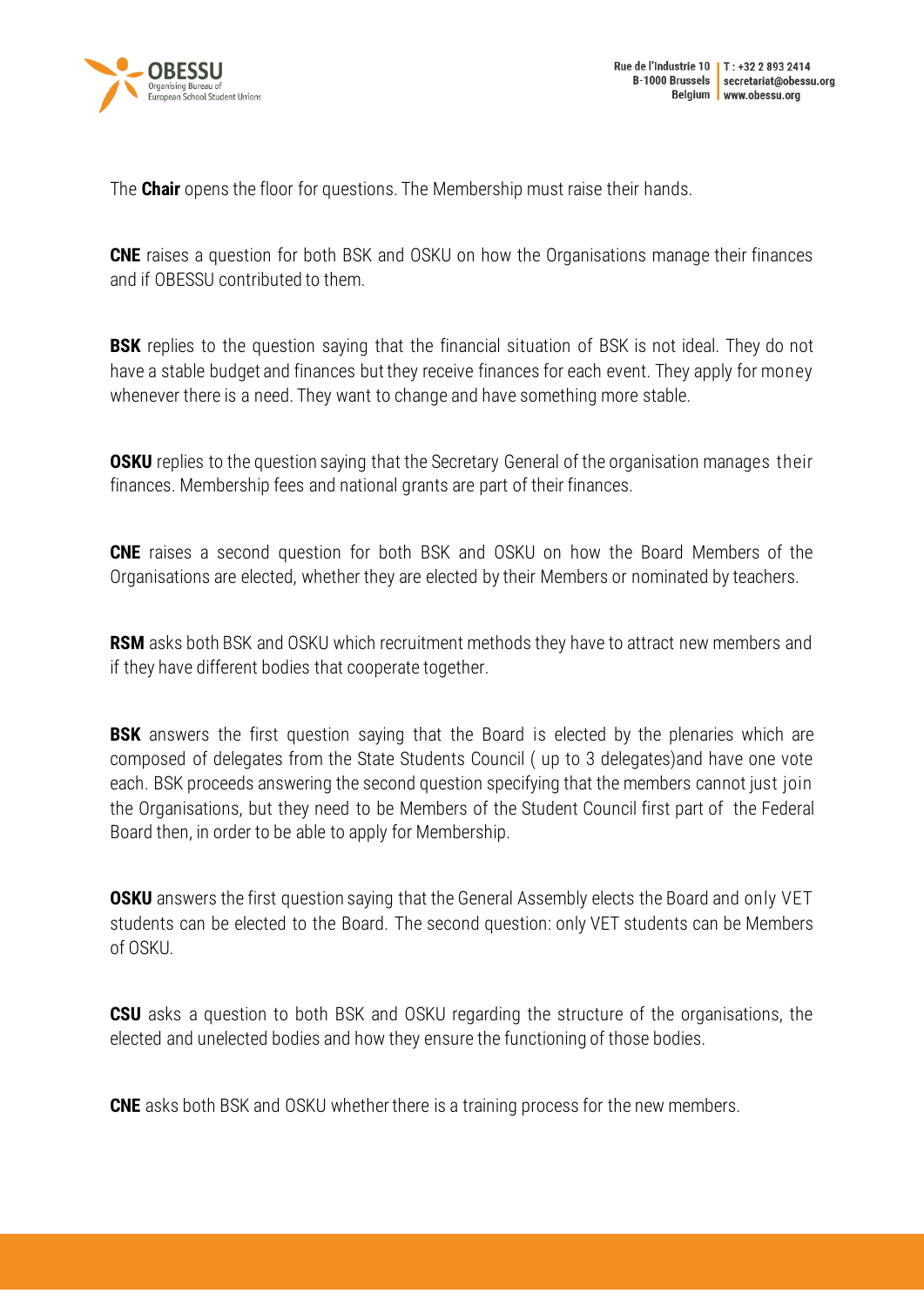The **Chair** opens the floor for questions. The Membership must raise their hands.

**CNE** raises a question for both BSK and OSKU on how the Organisations manage their finances and if OBESSU contributed to them.

**BSK** replies to the question saying that the financial situation of BSK is not ideal. They do not have a stable budget and finances but they receive finances for each event. They apply for money whenever there is a need. They want to change and have something more stable.

**OSKU** replies to the question saying that the Secretary General of the organisation manages their finances. Membership fees and national grants are part of their finances.

**CNE** raises a second question for both BSK and OSKU on how the Board Members of the Organisations are elected, whether they are elected by their Members or nominated by teachers.

**RSM** asks both BSK and OSKU which recruitment methods they have to attract new members and if they have different bodies that cooperate together.

**BSK** answers the first question saying that the Board is elected by the plenaries which are composed of delegates from the State Students Council ( up to 3 delegates)and have one vote each. BSK proceeds answering the second question specifying that the members cannot just join the Organisations, but they need to be Members of the Student Council first part of the Federal Board then, in order to be able to apply for Membership.

**OSKU** answers the first question saying that the General Assembly elects the Board and only VET students can be elected to the Board. The second question: only VET students can be Members of OSKU.

**CSU** asks a question to both BSK and OSKU regarding the structure of the organisations, the elected and unelected bodies and how they ensure the functioning of those bodies.

**CNE** asks both BSK and OSKU whether there is a training process for the new members.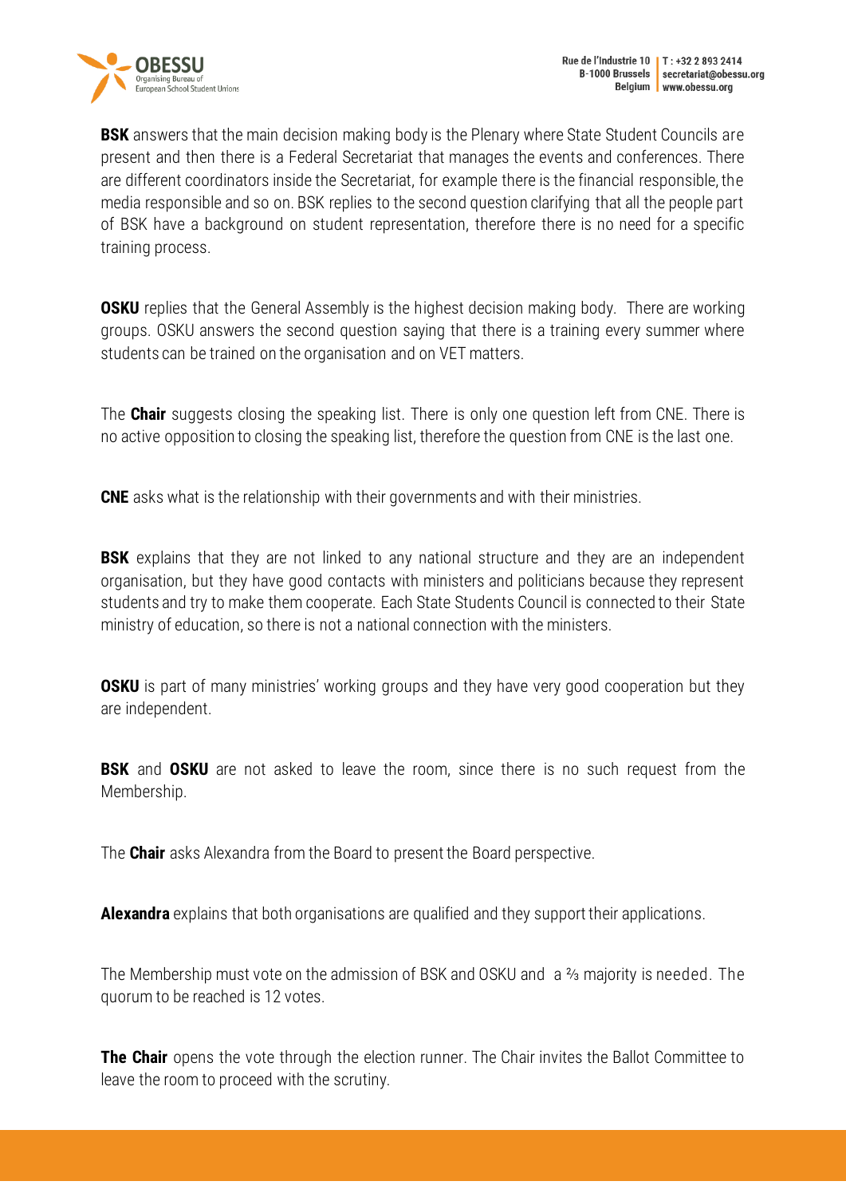**BSK** answers that the main decision making body is the Plenary where State Student Councils are present and then there is a Federal Secretariat that manages the events and conferences. There are different coordinators inside the Secretariat, for example there is the financial responsible, the media responsible and so on. BSK replies to the second question clarifying that all the people part of BSK have a background on student representation, therefore there is no need for a specific training process.

**OSKU** replies that the General Assembly is the highest decision making body. There are working groups. OSKU answers the second question saying that there is a training every summer where students can be trained on the organisation and on VET matters.

The **Chair** suggests closing the speaking list. There is only one question left from CNE. There is no active opposition to closing the speaking list, therefore the question from CNE is the last one.

**CNE** asks what is the relationship with their governments and with their ministries.

**BSK** explains that they are not linked to any national structure and they are an independent organisation, but they have good contacts with ministers and politicians because they represent students and try to make them cooperate. Each State Students Council is connected to their State ministry of education, so there is not a national connection with the ministers.

**OSKU** is part of many ministries' working groups and they have very good cooperation but they are independent.

**BSK** and **OSKU** are not asked to leave the room, since there is no such request from the Membership.

The **Chair** asks Alexandra from the Board to present the Board perspective.

**Alexandra** explains that both organisations are qualified and they support their applications.

The Membership must vote on the admission of BSK and OSKU and a ⅔ majority is needed. The quorum to be reached is 12 votes.

**The Chair** opens the vote through the election runner. The Chair invites the Ballot Committee to leave the room to proceed with the scrutiny.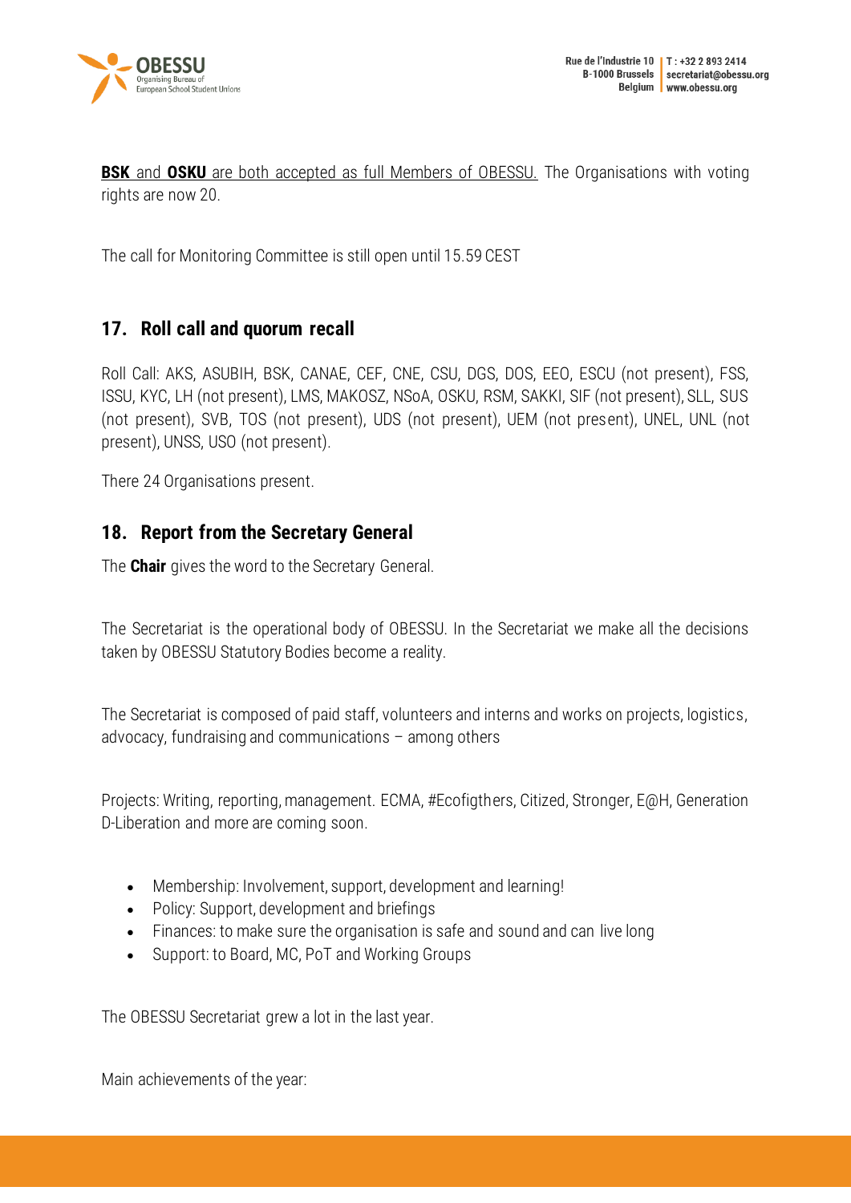**BSK** and **OSKU** are both accepted as full Members of OBESSU. The Organisations with voting rights are now 20.

The call for Monitoring Committee is still open until 15.59 CEST

## 17. Roll call and quorum recall

Roll Call: AKS, ASUBIH, BSK, CANAE, CEF, CNE, CSU, DGS, DOS, EEO, ESCU (not present), FSS, ISSU, KYC, LH (not present), LMS, MAKOSZ, NSoA, OSKU, RSM, SAKKI, SIF (not present), SLL, SUS (not present), SVB, TOS (not present), UDS (not present), UEM (not present), UNEL, UNL (not present), UNSS, USO (not present).

There 24 Organisations present.

## 18. Report from the Secretary General

The **Chair** gives the word to the Secretary General.

The Secretariat is the operational body of OBESSU. In the Secretariat we make all the decisions taken by OBESSU Statutory Bodies become a reality.

The Secretariat is composed of paid staff, volunteers and interns and works on projects, logistics, advocacy, fundraising and communications – among others

Projects: Writing, reporting, management. ECMA, #Ecofigthers, Citized, Stronger, E@H, Generation D-Liberation and more are coming soon.

- Membership: Involvement, support, development and learning!
- Policy: Support, development and briefings
- Finances: to make sure the organisation is safe and sound and can live long
- Support: to Board, MC, PoT and Working Groups

The OBESSU Secretariat grew a lot in the last year.

Main achievements of the year: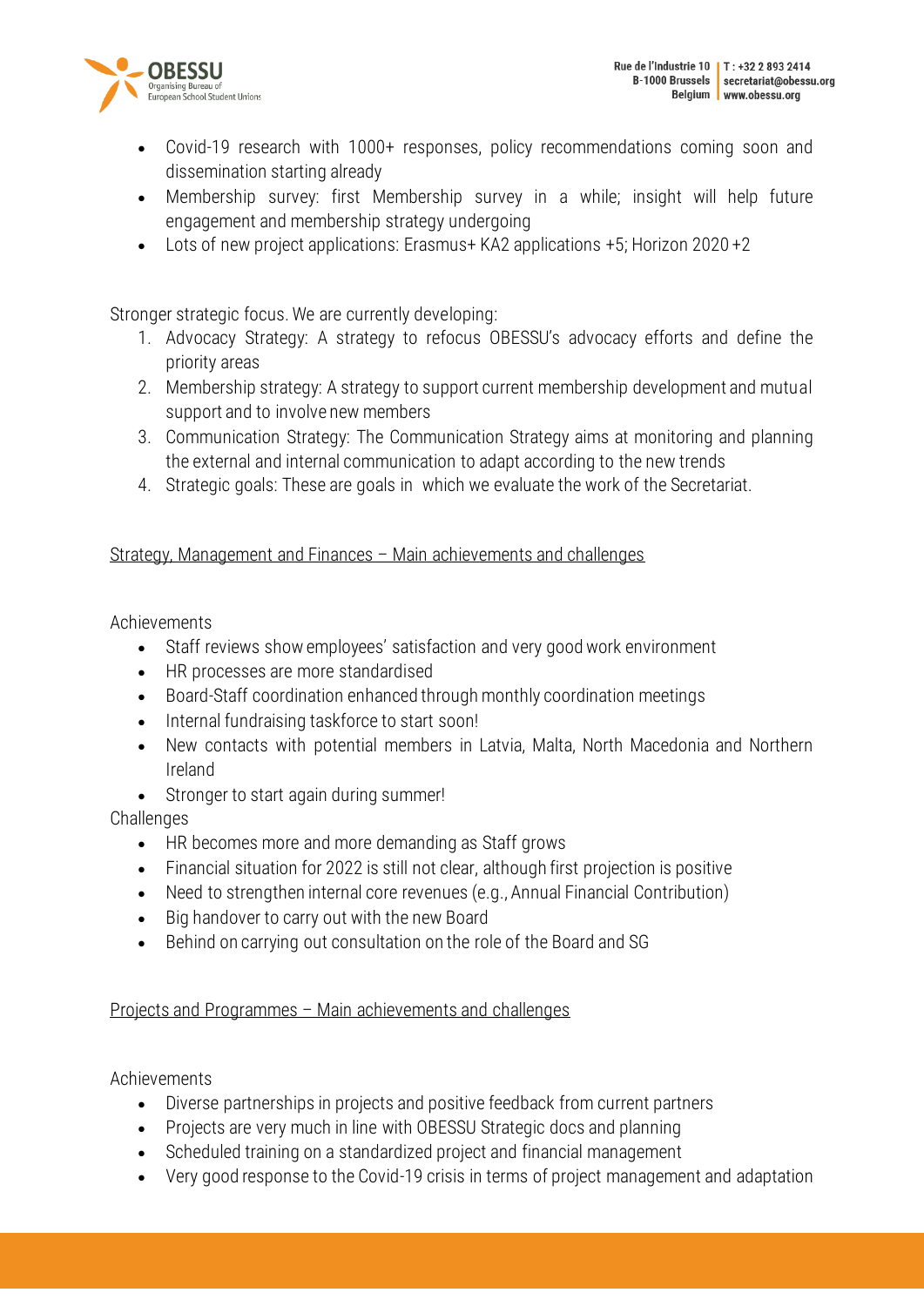- Covid-19 research with 1000+ responses, policy recommendations coming soon and dissemination starting already
- Membership survey: first Membership survey in a while; insight will help future engagement and membership strategy undergoing
- Lots of new project applications: Erasmus+ KA2 applications +5; Horizon 2020 +2

Stronger strategic focus. We are currently developing:

1. Advocacy Strategy: A strategy to refocus OBESSU's advocacy efforts and define the priority areas
2. Membership strategy: A strategy to support current membership development and mutual support and to involve new members
3. Communication Strategy: The Communication Strategy aims at monitoring and planning the external and internal communication to adapt according to the new trends
4. Strategic goals: These are goals in which we evaluate the work of the Secretariat.

<u>Strategy, Management and Finances – Main achievements and challenges</u>

Achievements

- Staff reviews show employees' satisfaction and very good work environment
- HR processes are more standardised
- Board-Staff coordination enhanced through monthly coordination meetings
- Internal fundraising taskforce to start soon!
- New contacts with potential members in Latvia, Malta, North Macedonia and Northern Ireland
- Stronger to start again during summer!

Challenges

- HR becomes more and more demanding as Staff grows
- Financial situation for 2022 is still not clear, although first projection is positive
- Need to strengthen internal core revenues (e.g., Annual Financial Contribution)
- Big handover to carry out with the new Board
- Behind on carrying out consultation on the role of the Board and SG

<u>Projects and Programmes – Main achievements and challenges</u>

Achievements

- Diverse partnerships in projects and positive feedback from current partners
- Projects are very much in line with OBESSU Strategic docs and planning
- Scheduled training on a standardized project and financial management
- Very good response to the Covid-19 crisis in terms of project management and adaptation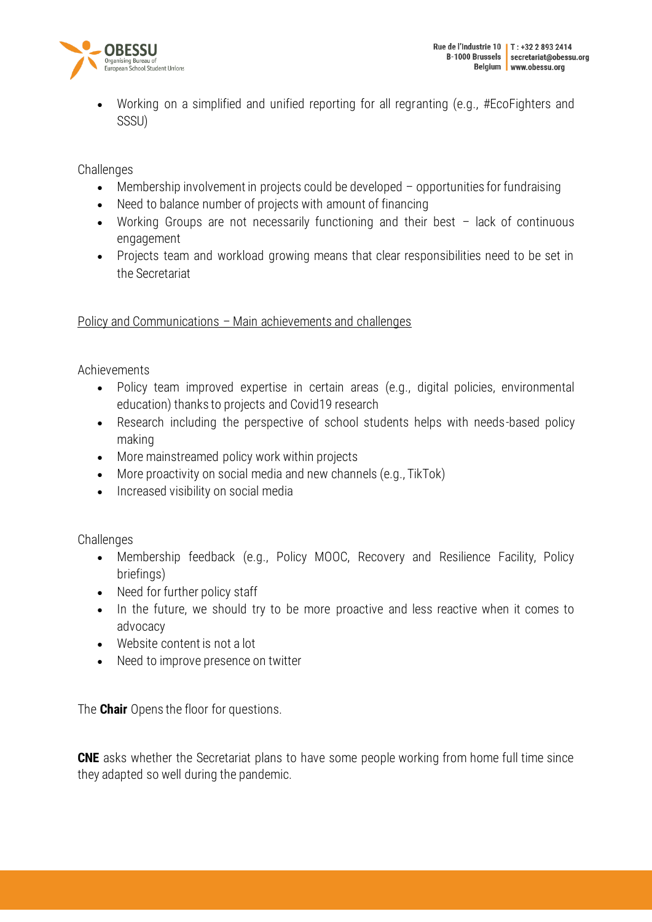- Working on a simplified and unified reporting for all regranting (e.g., #EcoFighters and SSSU)

Challenges

- Membership involvement in projects could be developed – opportunities for fundraising
- Need to balance number of projects with amount of financing
- Working Groups are not necessarily functioning and their best – lack of continuous engagement
- Projects team and workload growing means that clear responsibilities need to be set in the Secretariat

Policy and Communications – Main achievements and challenges

Achievements

- Policy team improved expertise in certain areas (e.g., digital policies, environmental education) thanks to projects and Covid19 research
- Research including the perspective of school students helps with needs-based policy making
- More mainstreamed policy work within projects
- More proactivity on social media and new channels (e.g., TikTok)
- Increased visibility on social media

Challenges

- Membership feedback (e.g., Policy MOOC, Recovery and Resilience Facility, Policy briefings)
- Need for further policy staff
- In the future, we should try to be more proactive and less reactive when it comes to advocacy
- Website content is not a lot
- Need to improve presence on twitter

The **Chair** Opens the floor for questions.

**CNE** asks whether the Secretariat plans to have some people working from home full time since they adapted so well during the pandemic.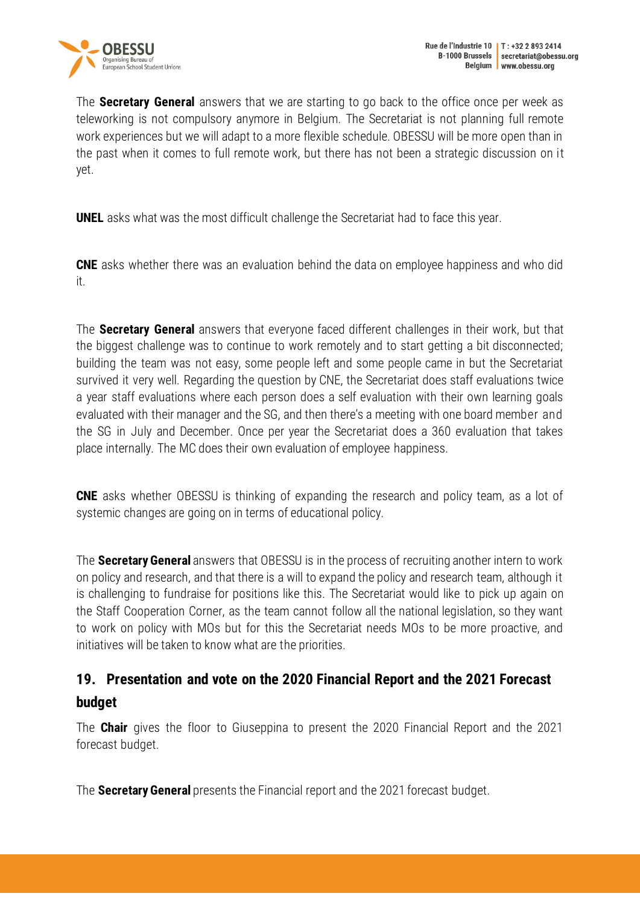The **Secretary General** answers that we are starting to go back to the office once per week as teleworking is not compulsory anymore in Belgium. The Secretariat is not planning full remote work experiences but we will adapt to a more flexible schedule. OBESSU will be more open than in the past when it comes to full remote work, but there has not been a strategic discussion on it yet.

**UNEL** asks what was the most difficult challenge the Secretariat had to face this year.

**CNE** asks whether there was an evaluation behind the data on employee happiness and who did it.

The **Secretary General** answers that everyone faced different challenges in their work, but that the biggest challenge was to continue to work remotely and to start getting a bit disconnected; building the team was not easy, some people left and some people came in but the Secretariat survived it very well. Regarding the question by CNE, the Secretariat does staff evaluations twice a year staff evaluations where each person does a self evaluation with their own learning goals evaluated with their manager and the SG, and then there's a meeting with one board member and the SG in July and December. Once per year the Secretariat does a 360 evaluation that takes place internally. The MC does their own evaluation of employee happiness.

**CNE** asks whether OBESSU is thinking of expanding the research and policy team, as a lot of systemic changes are going on in terms of educational policy.

The **Secretary General** answers that OBESSU is in the process of recruiting another intern to work on policy and research, and that there is a will to expand the policy and research team, although it is challenging to fundraise for positions like this. The Secretariat would like to pick up again on the Staff Cooperation Corner, as the team cannot follow all the national legislation, so they want to work on policy with MOs but for this the Secretariat needs MOs to be more proactive, and initiatives will be taken to know what are the priorities.

## 19. Presentation and vote on the 2020 Financial Report and the 2021 Forecast budget

The **Chair** gives the floor to Giuseppina to present the 2020 Financial Report and the 2021 forecast budget.

The **Secretary General** presents the Financial report and the 2021 forecast budget.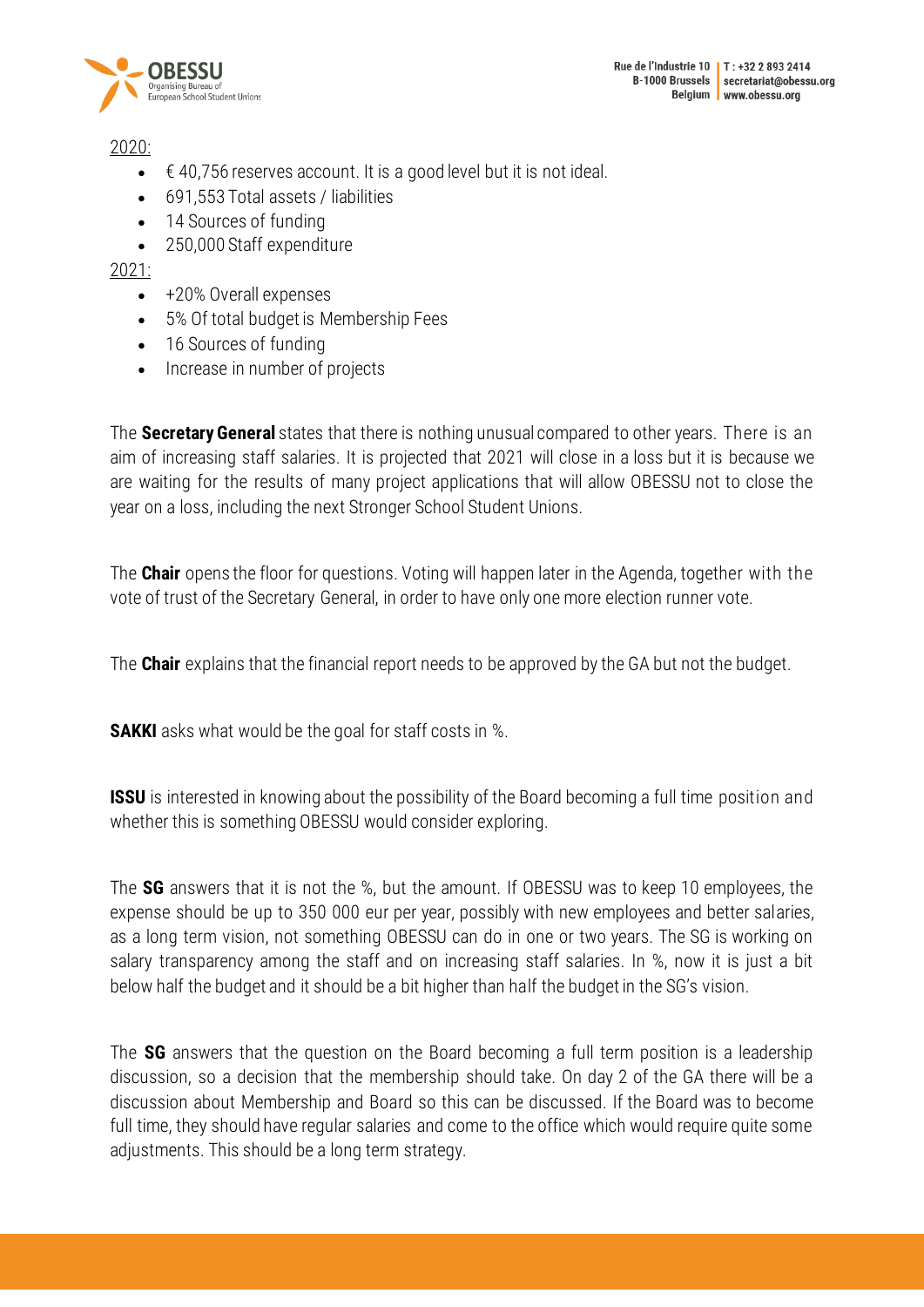2020:

- € 40,756 reserves account. It is a good level but it is not ideal.
- 691,553 Total assets / liabilities
- 14 Sources of funding
- 250,000 Staff expenditure

2021:

- +20% Overall expenses
- 5% Of total budget is Membership Fees
- 16 Sources of funding
- Increase in number of projects

The **Secretary General** states that there is nothing unusual compared to other years. There is an aim of increasing staff salaries. It is projected that 2021 will close in a loss but it is because we are waiting for the results of many project applications that will allow OBESSU not to close the year on a loss, including the next Stronger School Student Unions.

The **Chair** opens the floor for questions. Voting will happen later in the Agenda, together with the vote of trust of the Secretary General, in order to have only one more election runner vote.

The **Chair** explains that the financial report needs to be approved by the GA but not the budget.

**SAKKI** asks what would be the goal for staff costs in %.

**ISSU** is interested in knowing about the possibility of the Board becoming a full time position and whether this is something OBESSU would consider exploring.

The **SG** answers that it is not the %, but the amount. If OBESSU was to keep 10 employees, the expense should be up to 350 000 eur per year, possibly with new employees and better salaries, as a long term vision, not something OBESSU can do in one or two years. The SG is working on salary transparency among the staff and on increasing staff salaries. In %, now it is just a bit below half the budget and it should be a bit higher than half the budget in the SG's vision.

The **SG** answers that the question on the Board becoming a full term position is a leadership discussion, so a decision that the membership should take. On day 2 of the GA there will be a discussion about Membership and Board so this can be discussed. If the Board was to become full time, they should have regular salaries and come to the office which would require quite some adjustments. This should be a long term strategy.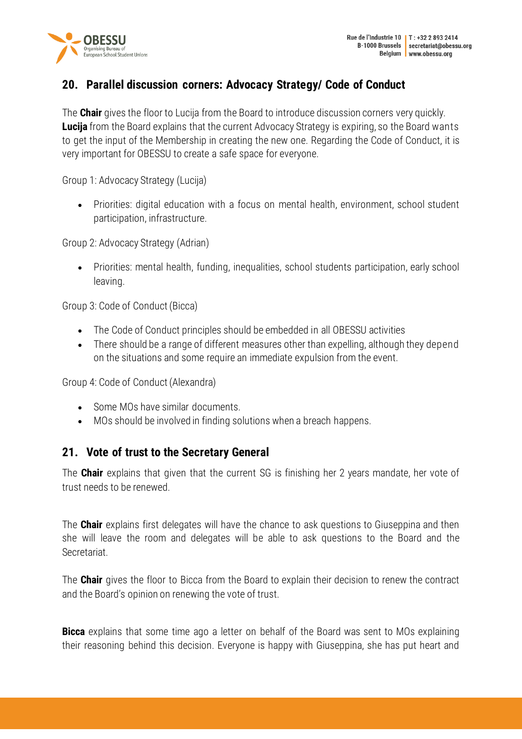## 20. Parallel discussion corners: Advocacy Strategy/ Code of Conduct

The **Chair** gives the floor to Lucija from the Board to introduce discussion corners very quickly. **Lucija** from the Board explains that the current Advocacy Strategy is expiring, so the Board wants to get the input of the Membership in creating the new one. Regarding the Code of Conduct, it is very important for OBESSU to create a safe space for everyone.

Group 1: Advocacy Strategy (Lucija)

- Priorities: digital education with a focus on mental health, environment, school student participation, infrastructure.

Group 2: Advocacy Strategy (Adrian)

- Priorities: mental health, funding, inequalities, school students participation, early school leaving.

Group 3: Code of Conduct (Bicca)

- The Code of Conduct principles should be embedded in all OBESSU activities
- There should be a range of different measures other than expelling, although they depend on the situations and some require an immediate expulsion from the event.

Group 4: Code of Conduct (Alexandra)

- Some MOs have similar documents.
- MOs should be involved in finding solutions when a breach happens.

## 21. Vote of trust to the Secretary General

The **Chair** explains that given that the current SG is finishing her 2 years mandate, her vote of trust needs to be renewed.

The **Chair** explains first delegates will have the chance to ask questions to Giuseppina and then she will leave the room and delegates will be able to ask questions to the Board and the Secretariat.

The **Chair** gives the floor to Bicca from the Board to explain their decision to renew the contract and the Board's opinion on renewing the vote of trust.

**Bicca** explains that some time ago a letter on behalf of the Board was sent to MOs explaining their reasoning behind this decision. Everyone is happy with Giuseppina, she has put heart and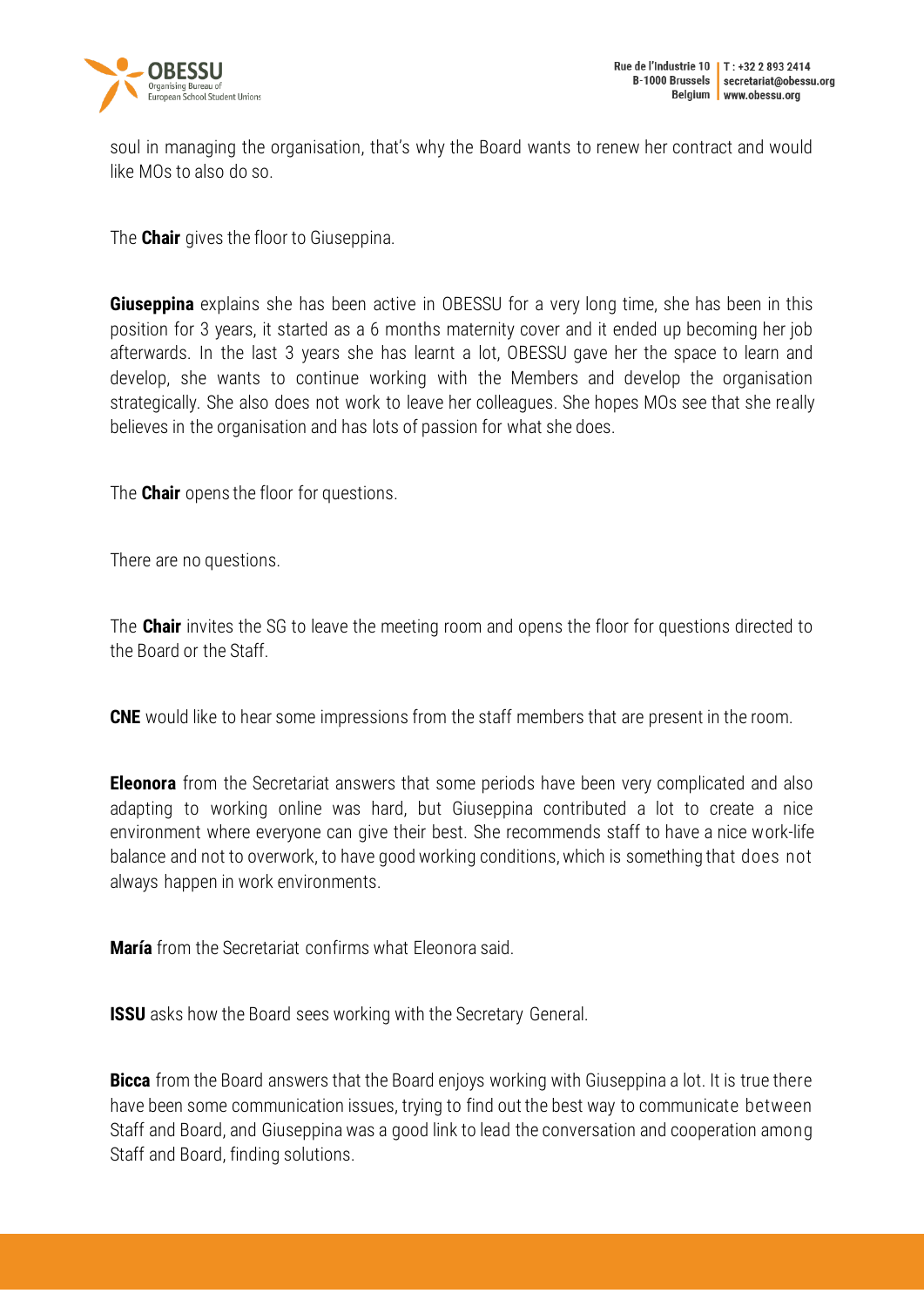soul in managing the organisation, that's why the Board wants to renew her contract and would like MOs to also do so.

The **Chair** gives the floor to Giuseppina.

**Giuseppina** explains she has been active in OBESSU for a very long time, she has been in this position for 3 years, it started as a 6 months maternity cover and it ended up becoming her job afterwards. In the last 3 years she has learnt a lot, OBESSU gave her the space to learn and develop, she wants to continue working with the Members and develop the organisation strategically. She also does not work to leave her colleagues. She hopes MOs see that she really believes in the organisation and has lots of passion for what she does.

The **Chair** opens the floor for questions.

There are no questions.

The **Chair** invites the SG to leave the meeting room and opens the floor for questions directed to the Board or the Staff.

**CNE** would like to hear some impressions from the staff members that are present in the room.

**Eleonora** from the Secretariat answers that some periods have been very complicated and also adapting to working online was hard, but Giuseppina contributed a lot to create a nice environment where everyone can give their best. She recommends staff to have a nice work-life balance and not to overwork, to have good working conditions, which is something that does not always happen in work environments.

**María** from the Secretariat confirms what Eleonora said.

**ISSU** asks how the Board sees working with the Secretary General.

**Bicca** from the Board answers that the Board enjoys working with Giuseppina a lot. It is true there have been some communication issues, trying to find out the best way to communicate between Staff and Board, and Giuseppina was a good link to lead the conversation and cooperation among Staff and Board, finding solutions.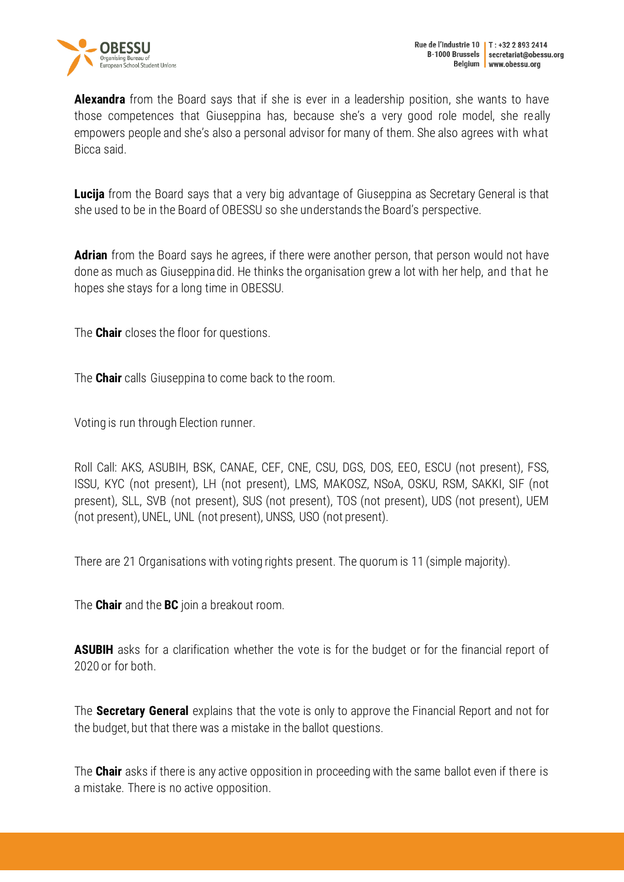**Alexandra** from the Board says that if she is ever in a leadership position, she wants to have those competences that Giuseppina has, because she's a very good role model, she really empowers people and she's also a personal advisor for many of them. She also agrees with what Bicca said.

**Lucija** from the Board says that a very big advantage of Giuseppina as Secretary General is that she used to be in the Board of OBESSU so she understands the Board's perspective.

**Adrian** from the Board says he agrees, if there were another person, that person would not have done as much as Giuseppina did. He thinks the organisation grew a lot with her help, and that he hopes she stays for a long time in OBESSU.

The **Chair** closes the floor for questions.

The **Chair** calls Giuseppina to come back to the room.

Voting is run through Election runner.

Roll Call: AKS, ASUBIH, BSK, CANAE, CEF, CNE, CSU, DGS, DOS, EEO, ESCU (not present), FSS, ISSU, KYC (not present), LH (not present), LMS, MAKOSZ, NSoA, OSKU, RSM, SAKKI, SIF (not present), SLL, SVB (not present), SUS (not present), TOS (not present), UDS (not present), UEM (not present), UNEL, UNL (not present), UNSS, USO (not present).

There are 21 Organisations with voting rights present. The quorum is 11 (simple majority).

The **Chair** and the **BC** join a breakout room.

**ASUBIH** asks for a clarification whether the vote is for the budget or for the financial report of 2020 or for both.

The **Secretary General** explains that the vote is only to approve the Financial Report and not for the budget, but that there was a mistake in the ballot questions.

The **Chair** asks if there is any active opposition in proceeding with the same ballot even if there is a mistake. There is no active opposition.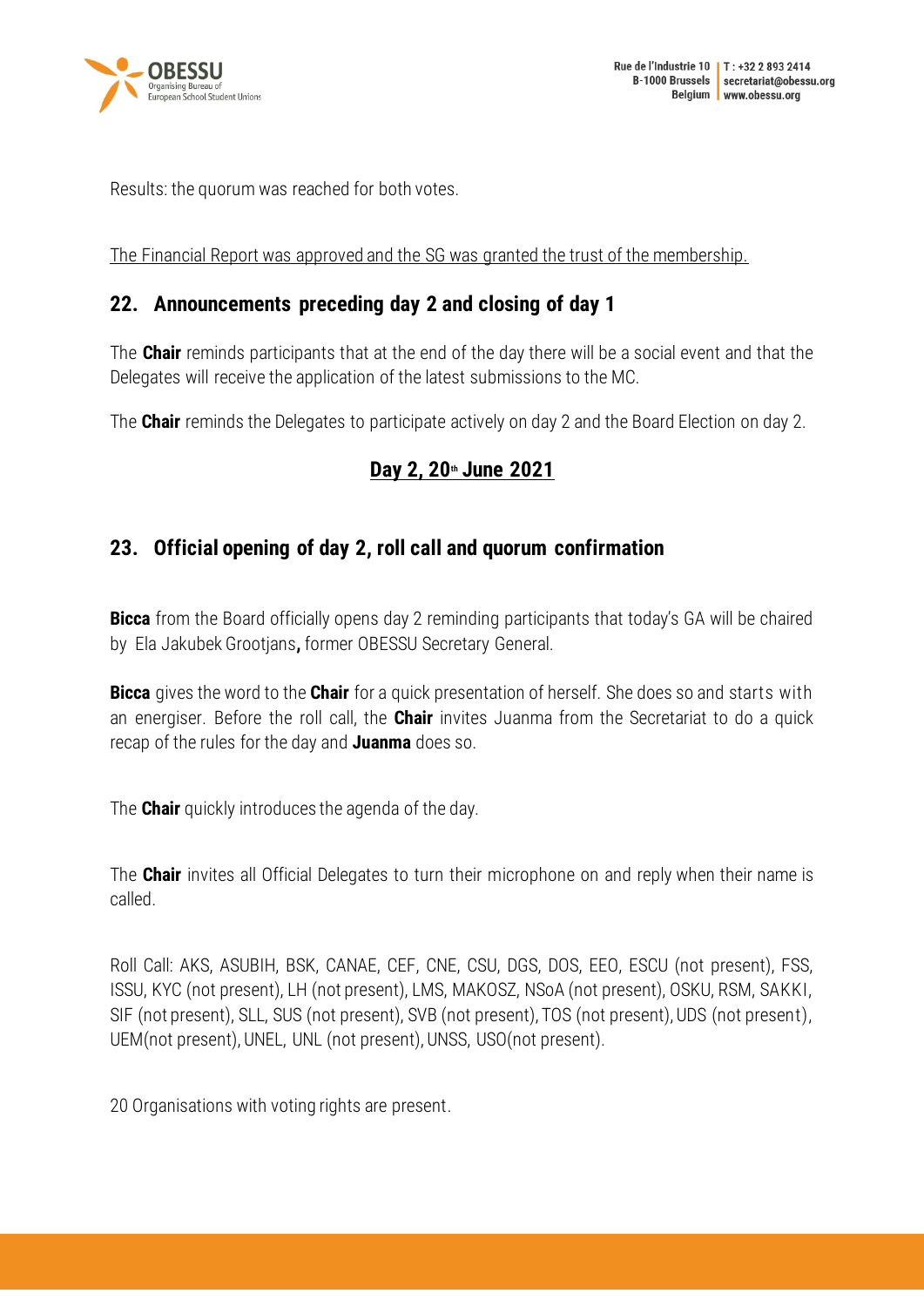Results: the quorum was reached for both votes.

The Financial Report was approved and the SG was granted the trust of the membership.

## 22. Announcements preceding day 2 and closing of day 1

The **Chair** reminds participants that at the end of the day there will be a social event and that the Delegates will receive the application of the latest submissions to the MC.

The **Chair** reminds the Delegates to participate actively on day 2 and the Board Election on day 2.

## Day 2, 20th June 2021

## 23. Official opening of day 2, roll call and quorum confirmation

**Bicca** from the Board officially opens day 2 reminding participants that today's GA will be chaired by Ela Jakubek Grootjans**,** former OBESSU Secretary General.

**Bicca** gives the word to the **Chair** for a quick presentation of herself. She does so and starts with an energiser. Before the roll call, the **Chair** invites Juanma from the Secretariat to do a quick recap of the rules for the day and **Juanma** does so.

The **Chair** quickly introduces the agenda of the day.

The **Chair** invites all Official Delegates to turn their microphone on and reply when their name is called.

Roll Call: AKS, ASUBIH, BSK, CANAE, CEF, CNE, CSU, DGS, DOS, EEO, ESCU (not present), FSS, ISSU, KYC (not present), LH (not present), LMS, MAKOSZ, NSoA (not present), OSKU, RSM, SAKKI, SIF (not present), SLL, SUS (not present), SVB (not present), TOS (not present), UDS (not present), UEM(not present), UNEL, UNL (not present), UNSS, USO(not present).

20 Organisations with voting rights are present.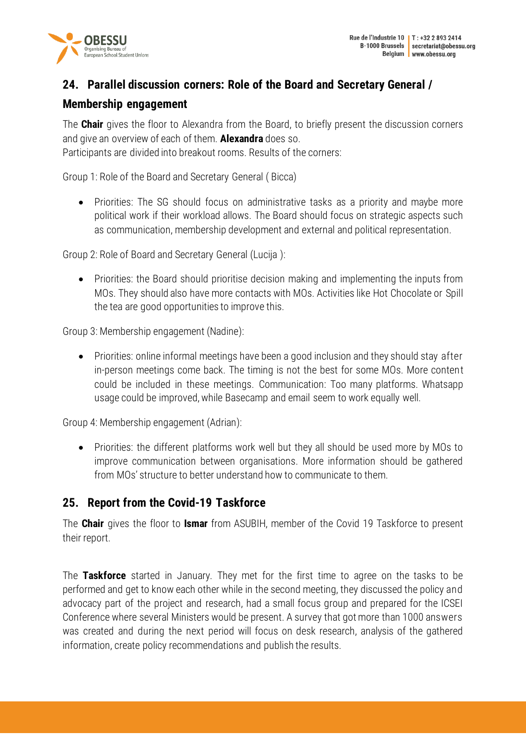## 24. Parallel discussion corners: Role of the Board and Secretary General / Membership engagement

The **Chair** gives the floor to Alexandra from the Board, to briefly present the discussion corners and give an overview of each of them. **Alexandra** does so.
Participants are divided into breakout rooms. Results of the corners:

Group 1: Role of the Board and Secretary General ( Bicca)

- Priorities: The SG should focus on administrative tasks as a priority and maybe more political work if their workload allows. The Board should focus on strategic aspects such as communication, membership development and external and political representation.

Group 2: Role of Board and Secretary General (Lucija ):

- Priorities: the Board should prioritise decision making and implementing the inputs from MOs. They should also have more contacts with MOs. Activities like Hot Chocolate or Spill the tea are good opportunities to improve this.

Group 3: Membership engagement (Nadine):

- Priorities: online informal meetings have been a good inclusion and they should stay after in-person meetings come back. The timing is not the best for some MOs. More content could be included in these meetings. Communication: Too many platforms. Whatsapp usage could be improved, while Basecamp and email seem to work equally well.

Group 4: Membership engagement (Adrian):

- Priorities: the different platforms work well but they all should be used more by MOs to improve communication between organisations. More information should be gathered from MOs' structure to better understand how to communicate to them.

## 25. Report from the Covid-19 Taskforce

The **Chair** gives the floor to **Ismar** from ASUBIH, member of the Covid 19 Taskforce to present their report.

The **Taskforce** started in January. They met for the first time to agree on the tasks to be performed and get to know each other while in the second meeting, they discussed the policy and advocacy part of the project and research, had a small focus group and prepared for the ICSEI Conference where several Ministers would be present. A survey that got more than 1000 answers was created and during the next period will focus on desk research, analysis of the gathered information, create policy recommendations and publish the results.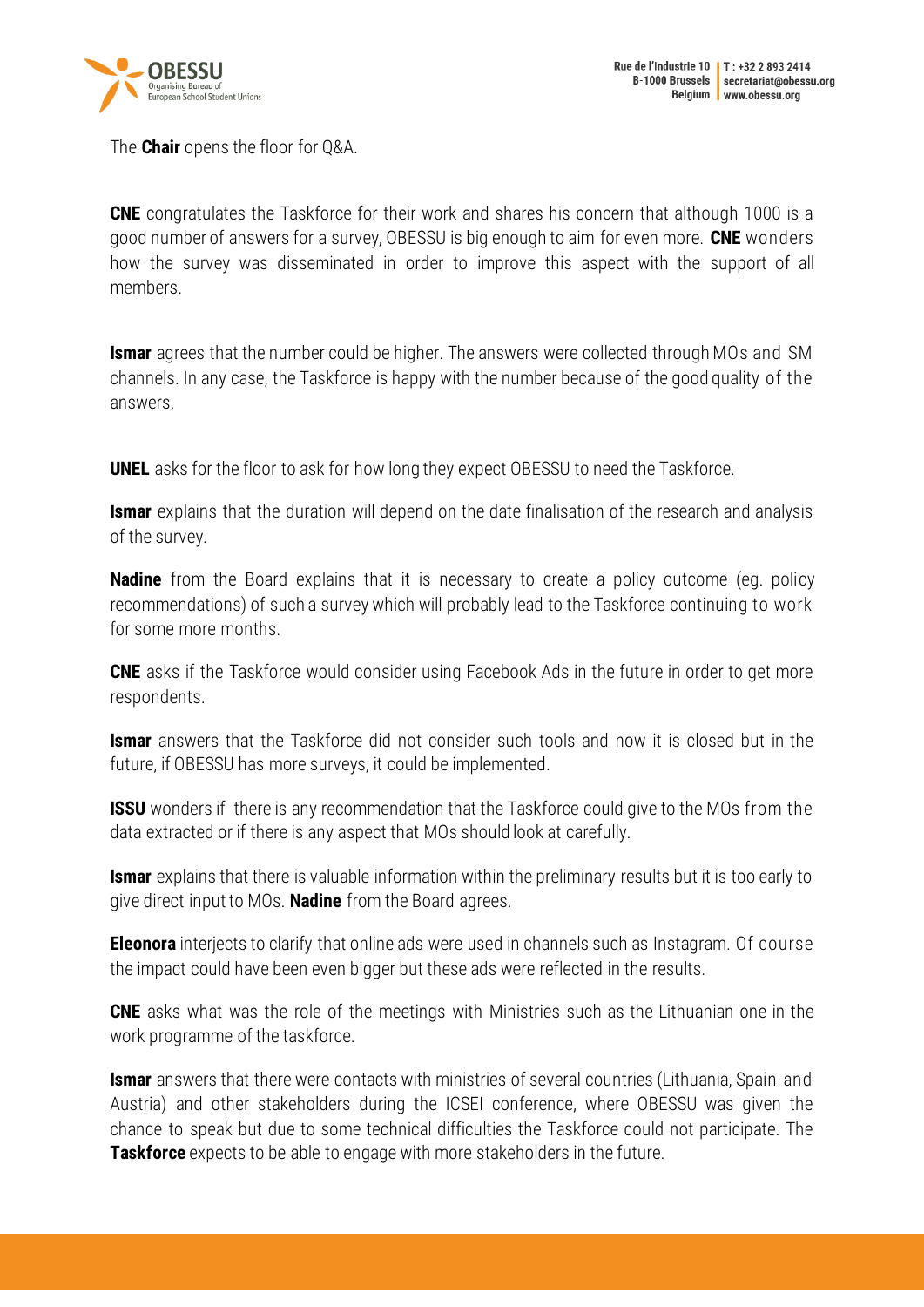The **Chair** opens the floor for Q&A.

**CNE** congratulates the Taskforce for their work and shares his concern that although 1000 is a good number of answers for a survey, OBESSU is big enough to aim for even more. **CNE** wonders how the survey was disseminated in order to improve this aspect with the support of all members.

**Ismar** agrees that the number could be higher. The answers were collected through MOs and SM channels. In any case, the Taskforce is happy with the number because of the good quality of the answers.

**UNEL** asks for the floor to ask for how long they expect OBESSU to need the Taskforce.

**Ismar** explains that the duration will depend on the date finalisation of the research and analysis of the survey.

**Nadine** from the Board explains that it is necessary to create a policy outcome (eg. policy recommendations) of such a survey which will probably lead to the Taskforce continuing to work for some more months.

**CNE** asks if the Taskforce would consider using Facebook Ads in the future in order to get more respondents.

**Ismar** answers that the Taskforce did not consider such tools and now it is closed but in the future, if OBESSU has more surveys, it could be implemented.

**ISSU** wonders if there is any recommendation that the Taskforce could give to the MOs from the data extracted or if there is any aspect that MOs should look at carefully.

**Ismar** explains that there is valuable information within the preliminary results but it is too early to give direct input to MOs. **Nadine** from the Board agrees.

**Eleonora** interjects to clarify that online ads were used in channels such as Instagram. Of course the impact could have been even bigger but these ads were reflected in the results.

**CNE** asks what was the role of the meetings with Ministries such as the Lithuanian one in the work programme of the taskforce.

**Ismar** answers that there were contacts with ministries of several countries (Lithuania, Spain and Austria) and other stakeholders during the ICSEI conference, where OBESSU was given the chance to speak but due to some technical difficulties the Taskforce could not participate. The **Taskforce** expects to be able to engage with more stakeholders in the future.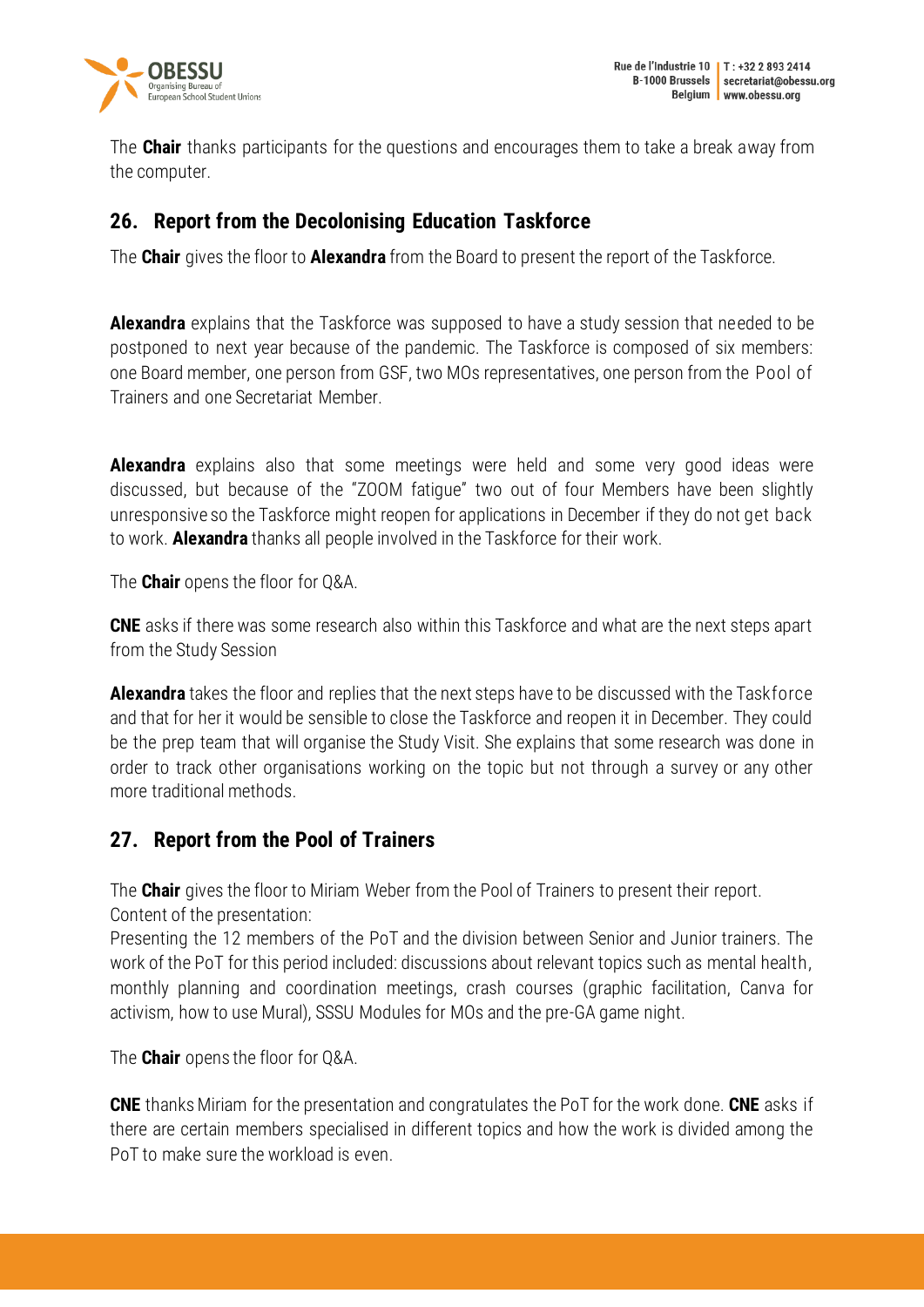The **Chair** thanks participants for the questions and encourages them to take a break away from the computer.

## 26. Report from the Decolonising Education Taskforce

The **Chair** gives the floor to **Alexandra** from the Board to present the report of the Taskforce.

**Alexandra** explains that the Taskforce was supposed to have a study session that needed to be postponed to next year because of the pandemic. The Taskforce is composed of six members: one Board member, one person from GSF, two MOs representatives, one person from the Pool of Trainers and one Secretariat Member.

**Alexandra** explains also that some meetings were held and some very good ideas were discussed, but because of the "ZOOM fatigue" two out of four Members have been slightly unresponsive so the Taskforce might reopen for applications in December if they do not get back to work. **Alexandra** thanks all people involved in the Taskforce for their work.

The **Chair** opens the floor for Q&A.

**CNE** asks if there was some research also within this Taskforce and what are the next steps apart from the Study Session

**Alexandra** takes the floor and replies that the next steps have to be discussed with the Taskforce and that for her it would be sensible to close the Taskforce and reopen it in December. They could be the prep team that will organise the Study Visit. She explains that some research was done in order to track other organisations working on the topic but not through a survey or any other more traditional methods.

## 27. Report from the Pool of Trainers

The **Chair** gives the floor to Miriam Weber from the Pool of Trainers to present their report.
Content of the presentation:
Presenting the 12 members of the PoT and the division between Senior and Junior trainers. The work of the PoT for this period included: discussions about relevant topics such as mental health, monthly planning and coordination meetings, crash courses (graphic facilitation, Canva for activism, how to use Mural), SSSU Modules for MOs and the pre-GA game night.

The **Chair** opens the floor for Q&A.

**CNE** thanks Miriam for the presentation and congratulates the PoT for the work done. **CNE** asks if there are certain members specialised in different topics and how the work is divided among the PoT to make sure the workload is even.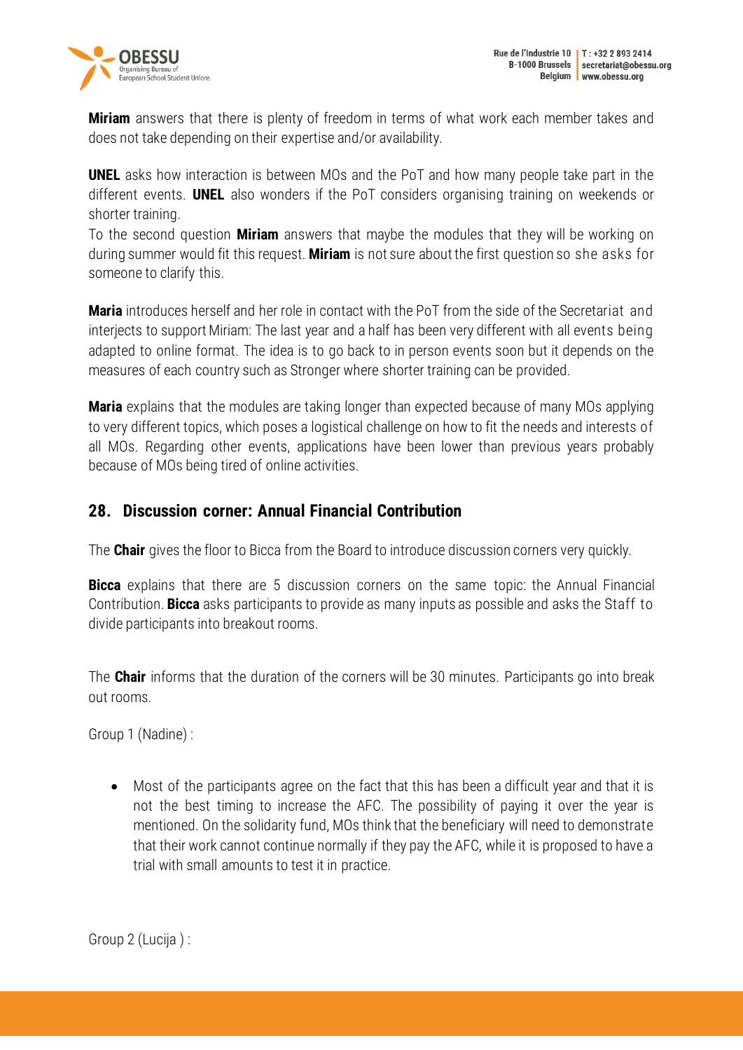**Miriam** answers that there is plenty of freedom in terms of what work each member takes and does not take depending on their expertise and/or availability.

**UNEL** asks how interaction is between MOs and the PoT and how many people take part in the different events. **UNEL** also wonders if the PoT considers organising training on weekends or shorter training.
To the second question **Miriam** answers that maybe the modules that they will be working on during summer would fit this request. **Miriam** is not sure about the first question so she asks for someone to clarify this.

**Maria** introduces herself and her role in contact with the PoT from the side of the Secretariat and interjects to support Miriam: The last year and a half has been very different with all events being adapted to online format. The idea is to go back to in person events soon but it depends on the measures of each country such as Stronger where shorter training can be provided.

**Maria** explains that the modules are taking longer than expected because of many MOs applying to very different topics, which poses a logistical challenge on how to fit the needs and interests of all MOs. Regarding other events, applications have been lower than previous years probably because of MOs being tired of online activities.

## 28. Discussion corner: Annual Financial Contribution

The **Chair** gives the floor to Bicca from the Board to introduce discussion corners very quickly.

**Bicca** explains that there are 5 discussion corners on the same topic: the Annual Financial Contribution. **Bicca** asks participants to provide as many inputs as possible and asks the Staff to divide participants into breakout rooms.

The **Chair** informs that the duration of the corners will be 30 minutes. Participants go into break out rooms.

Group 1 (Nadine) :

- Most of the participants agree on the fact that this has been a difficult year and that it is not the best timing to increase the AFC. The possibility of paying it over the year is mentioned. On the solidarity fund, MOs think that the beneficiary will need to demonstrate that their work cannot continue normally if they pay the AFC, while it is proposed to have a trial with small amounts to test it in practice.

Group 2 (Lucija ) :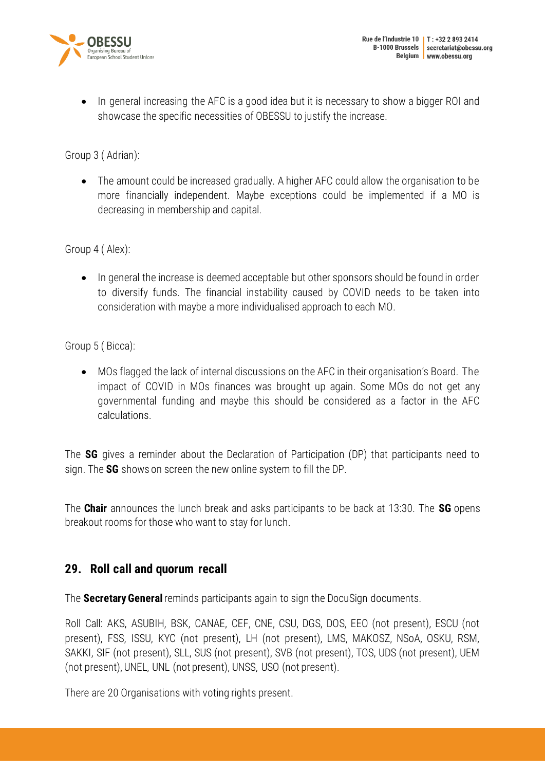- In general increasing the AFC is a good idea but it is necessary to show a bigger ROI and showcase the specific necessities of OBESSU to justify the increase.

Group 3 ( Adrian):

- The amount could be increased gradually. A higher AFC could allow the organisation to be more financially independent. Maybe exceptions could be implemented if a MO is decreasing in membership and capital.

Group 4 ( Alex):

- In general the increase is deemed acceptable but other sponsors should be found in order to diversify funds. The financial instability caused by COVID needs to be taken into consideration with maybe a more individualised approach to each MO.

Group 5 ( Bicca):

- MOs flagged the lack of internal discussions on the AFC in their organisation's Board. The impact of COVID in MOs finances was brought up again. Some MOs do not get any governmental funding and maybe this should be considered as a factor in the AFC calculations.

The **SG** gives a reminder about the Declaration of Participation (DP) that participants need to sign. The **SG** shows on screen the new online system to fill the DP.

The **Chair** announces the lunch break and asks participants to be back at 13:30. The **SG** opens breakout rooms for those who want to stay for lunch.

## 29. Roll call and quorum recall

The **Secretary General** reminds participants again to sign the DocuSign documents.

Roll Call: AKS, ASUBIH, BSK, CANAE, CEF, CNE, CSU, DGS, DOS, EEO (not present), ESCU (not present), FSS, ISSU, KYC (not present), LH (not present), LMS, MAKOSZ, NSoA, OSKU, RSM, SAKKI, SIF (not present), SLL, SUS (not present), SVB (not present), TOS, UDS (not present), UEM (not present), UNEL, UNL (not present), UNSS, USO (not present).

There are 20 Organisations with voting rights present.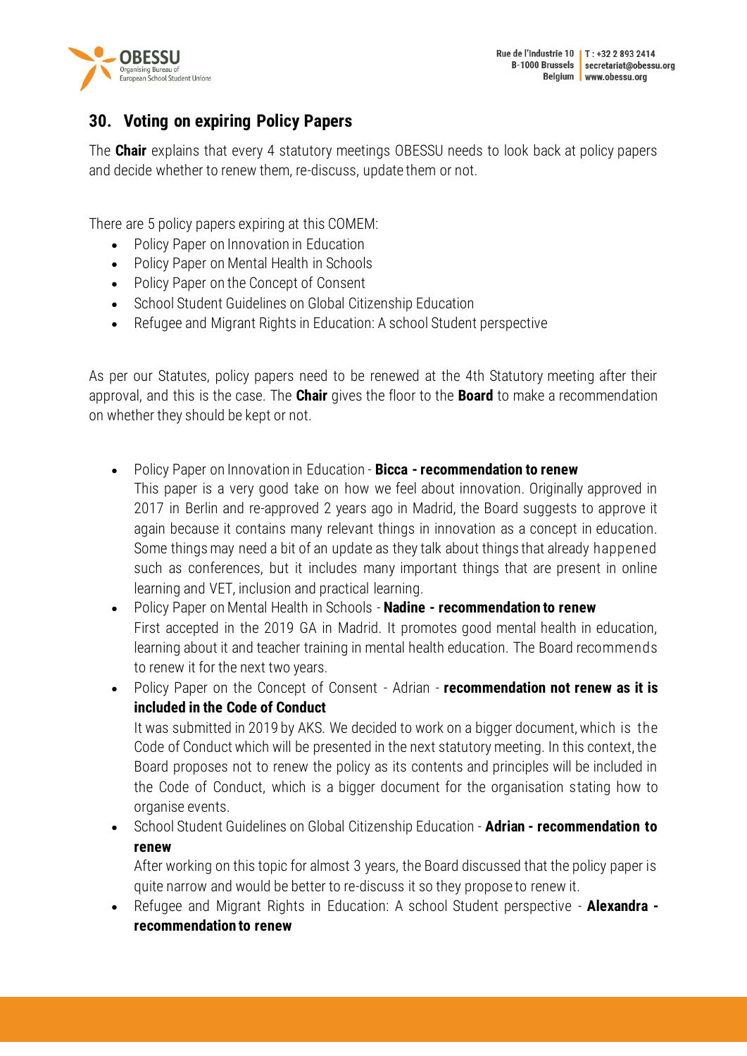## 30. Voting on expiring Policy Papers

The **Chair** explains that every 4 statutory meetings OBESSU needs to look back at policy papers and decide whether to renew them, re-discuss, update them or not.

There are 5 policy papers expiring at this COMEM:

- Policy Paper on Innovation in Education
- Policy Paper on Mental Health in Schools
- Policy Paper on the Concept of Consent
- School Student Guidelines on Global Citizenship Education
- Refugee and Migrant Rights in Education: A school Student perspective

As per our Statutes, policy papers need to be renewed at the 4th Statutory meeting after their approval, and this is the case. The **Chair** gives the floor to the **Board** to make a recommendation on whether they should be kept or not.

- Policy Paper on Innovation in Education - **Bicca - recommendation to renew**
  This paper is a very good take on how we feel about innovation. Originally approved in 2017 in Berlin and re-approved 2 years ago in Madrid, the Board suggests to approve it again because it contains many relevant things in innovation as a concept in education. Some things may need a bit of an update as they talk about things that already happened such as conferences, but it includes many important things that are present in online learning and VET, inclusion and practical learning.
- Policy Paper on Mental Health in Schools - **Nadine - recommendation to renew**
  First accepted in the 2019 GA in Madrid. It promotes good mental health in education, learning about it and teacher training in mental health education. The Board recommends to renew it for the next two years.
- Policy Paper on the Concept of Consent - Adrian - **recommendation not renew as it is included in the Code of Conduct**
  It was submitted in 2019 by AKS. We decided to work on a bigger document, which is the Code of Conduct which will be presented in the next statutory meeting. In this context, the Board proposes not to renew the policy as its contents and principles will be included in the Code of Conduct, which is a bigger document for the organisation stating how to organise events.
- School Student Guidelines on Global Citizenship Education - **Adrian - recommendation to renew**
  After working on this topic for almost 3 years, the Board discussed that the policy paper is quite narrow and would be better to re-discuss it so they propose to renew it.
- Refugee and Migrant Rights in Education: A school Student perspective - **Alexandra - recommendation to renew**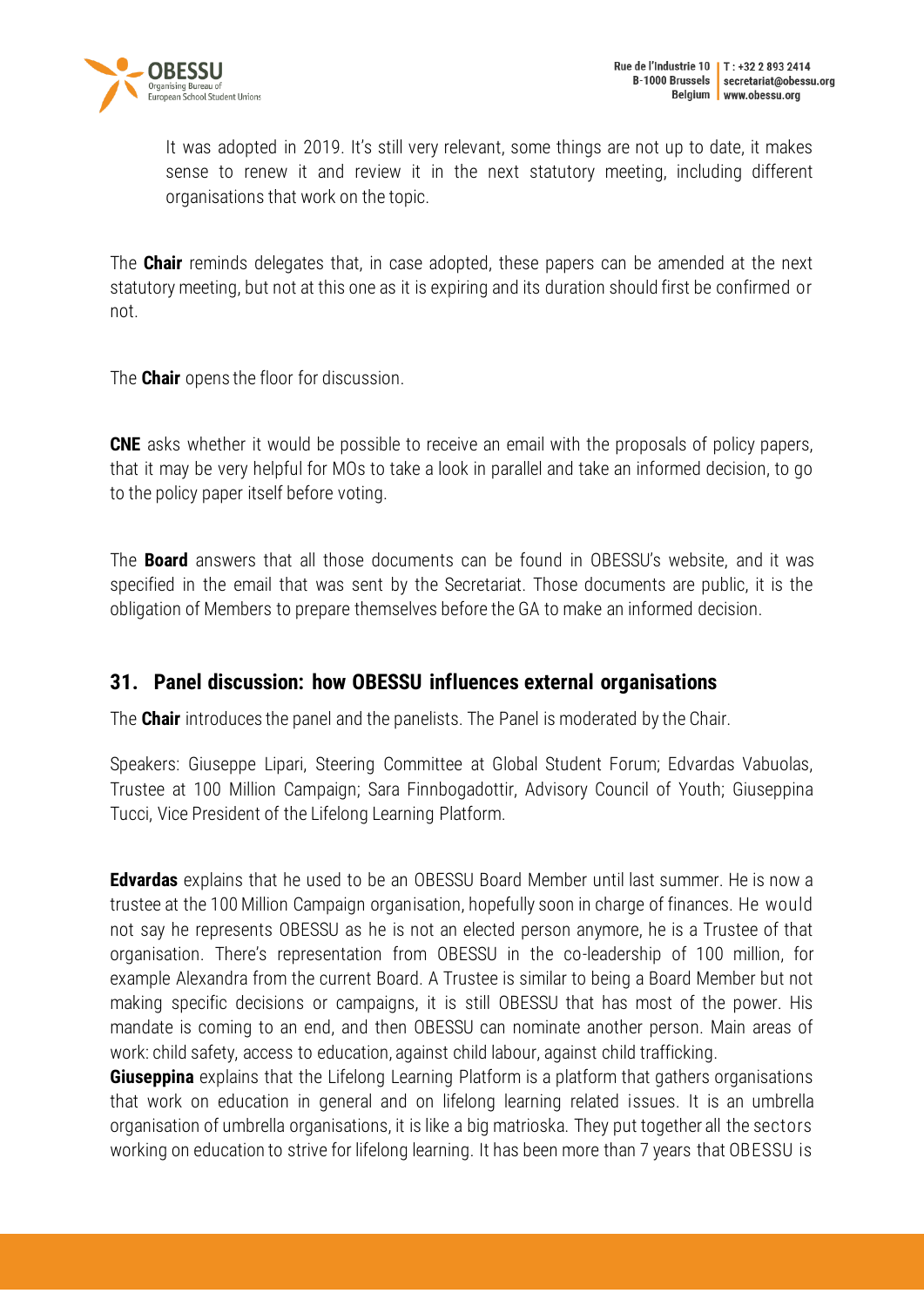It was adopted in 2019. It's still very relevant, some things are not up to date, it makes sense to renew it and review it in the next statutory meeting, including different organisations that work on the topic.

The **Chair** reminds delegates that, in case adopted, these papers can be amended at the next statutory meeting, but not at this one as it is expiring and its duration should first be confirmed or not.

The **Chair** opens the floor for discussion.

**CNE** asks whether it would be possible to receive an email with the proposals of policy papers, that it may be very helpful for MOs to take a look in parallel and take an informed decision, to go to the policy paper itself before voting.

The **Board** answers that all those documents can be found in OBESSU's website, and it was specified in the email that was sent by the Secretariat. Those documents are public, it is the obligation of Members to prepare themselves before the GA to make an informed decision.

## 31. Panel discussion: how OBESSU influences external organisations

The **Chair** introduces the panel and the panelists. The Panel is moderated by the Chair.

Speakers: Giuseppe Lipari, Steering Committee at Global Student Forum; Edvardas Vabuolas, Trustee at 100 Million Campaign; Sara Finnbogadottir, Advisory Council of Youth; Giuseppina Tucci, Vice President of the Lifelong Learning Platform.

**Edvardas** explains that he used to be an OBESSU Board Member until last summer. He is now a trustee at the 100 Million Campaign organisation, hopefully soon in charge of finances. He would not say he represents OBESSU as he is not an elected person anymore, he is a Trustee of that organisation. There's representation from OBESSU in the co-leadership of 100 million, for example Alexandra from the current Board. A Trustee is similar to being a Board Member but not making specific decisions or campaigns, it is still OBESSU that has most of the power. His mandate is coming to an end, and then OBESSU can nominate another person. Main areas of work: child safety, access to education, against child labour, against child trafficking.

**Giuseppina** explains that the Lifelong Learning Platform is a platform that gathers organisations that work on education in general and on lifelong learning related issues. It is an umbrella organisation of umbrella organisations, it is like a big matrioska. They put together all the sectors working on education to strive for lifelong learning. It has been more than 7 years that OBESSU is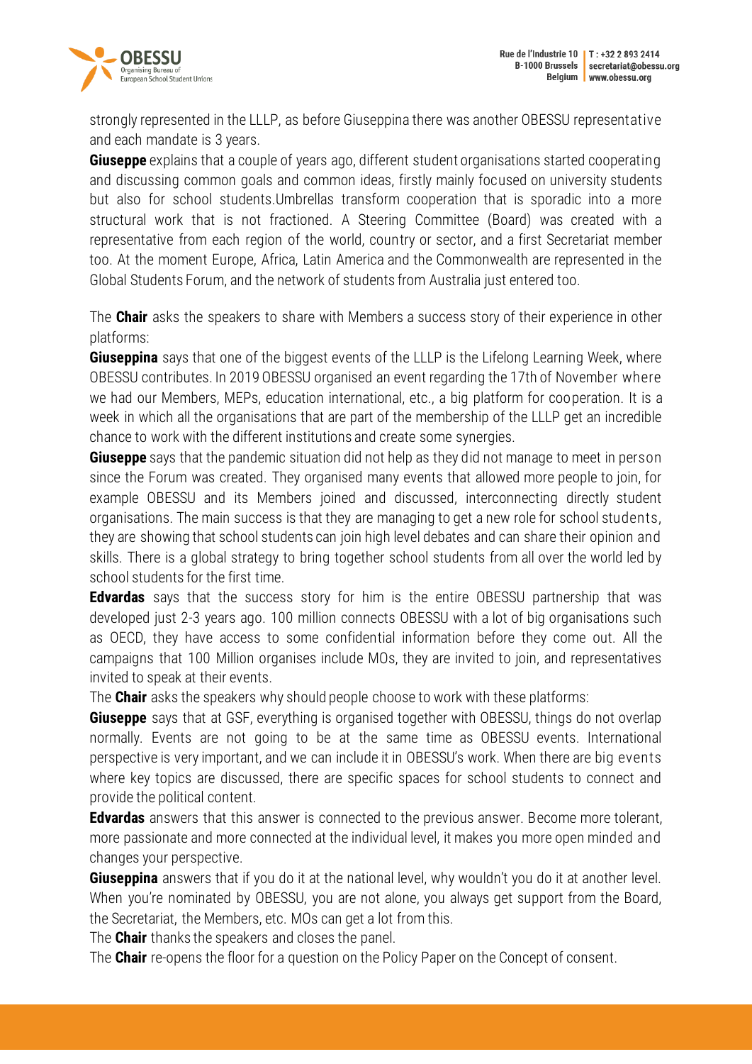strongly represented in the LLLP, as before Giuseppina there was another OBESSU representative and each mandate is 3 years.

**Giuseppe** explains that a couple of years ago, different student organisations started cooperating and discussing common goals and common ideas, firstly mainly focused on university students but also for school students.Umbrellas transform cooperation that is sporadic into a more structural work that is not fractioned. A Steering Committee (Board) was created with a representative from each region of the world, country or sector, and a first Secretariat member too. At the moment Europe, Africa, Latin America and the Commonwealth are represented in the Global Students Forum, and the network of students from Australia just entered too.

The **Chair** asks the speakers to share with Members a success story of their experience in other platforms:

**Giuseppina** says that one of the biggest events of the LLLP is the Lifelong Learning Week, where OBESSU contributes. In 2019 OBESSU organised an event regarding the 17th of November where we had our Members, MEPs, education international, etc., a big platform for cooperation. It is a week in which all the organisations that are part of the membership of the LLLP get an incredible chance to work with the different institutions and create some synergies.

**Giuseppe** says that the pandemic situation did not help as they did not manage to meet in person since the Forum was created. They organised many events that allowed more people to join, for example OBESSU and its Members joined and discussed, interconnecting directly student organisations. The main success is that they are managing to get a new role for school students, they are showing that school students can join high level debates and can share their opinion and skills. There is a global strategy to bring together school students from all over the world led by school students for the first time.

**Edvardas** says that the success story for him is the entire OBESSU partnership that was developed just 2-3 years ago. 100 million connects OBESSU with a lot of big organisations such as OECD, they have access to some confidential information before they come out. All the campaigns that 100 Million organises include MOs, they are invited to join, and representatives invited to speak at their events.

The **Chair** asks the speakers why should people choose to work with these platforms:

**Giuseppe** says that at GSF, everything is organised together with OBESSU, things do not overlap normally. Events are not going to be at the same time as OBESSU events. International perspective is very important, and we can include it in OBESSU's work. When there are big events where key topics are discussed, there are specific spaces for school students to connect and provide the political content.

**Edvardas** answers that this answer is connected to the previous answer. Become more tolerant, more passionate and more connected at the individual level, it makes you more open minded and changes your perspective.

**Giuseppina** answers that if you do it at the national level, why wouldn't you do it at another level. When you're nominated by OBESSU, you are not alone, you always get support from the Board, the Secretariat, the Members, etc. MOs can get a lot from this.

The **Chair** thanks the speakers and closes the panel.

The **Chair** re-opens the floor for a question on the Policy Paper on the Concept of consent.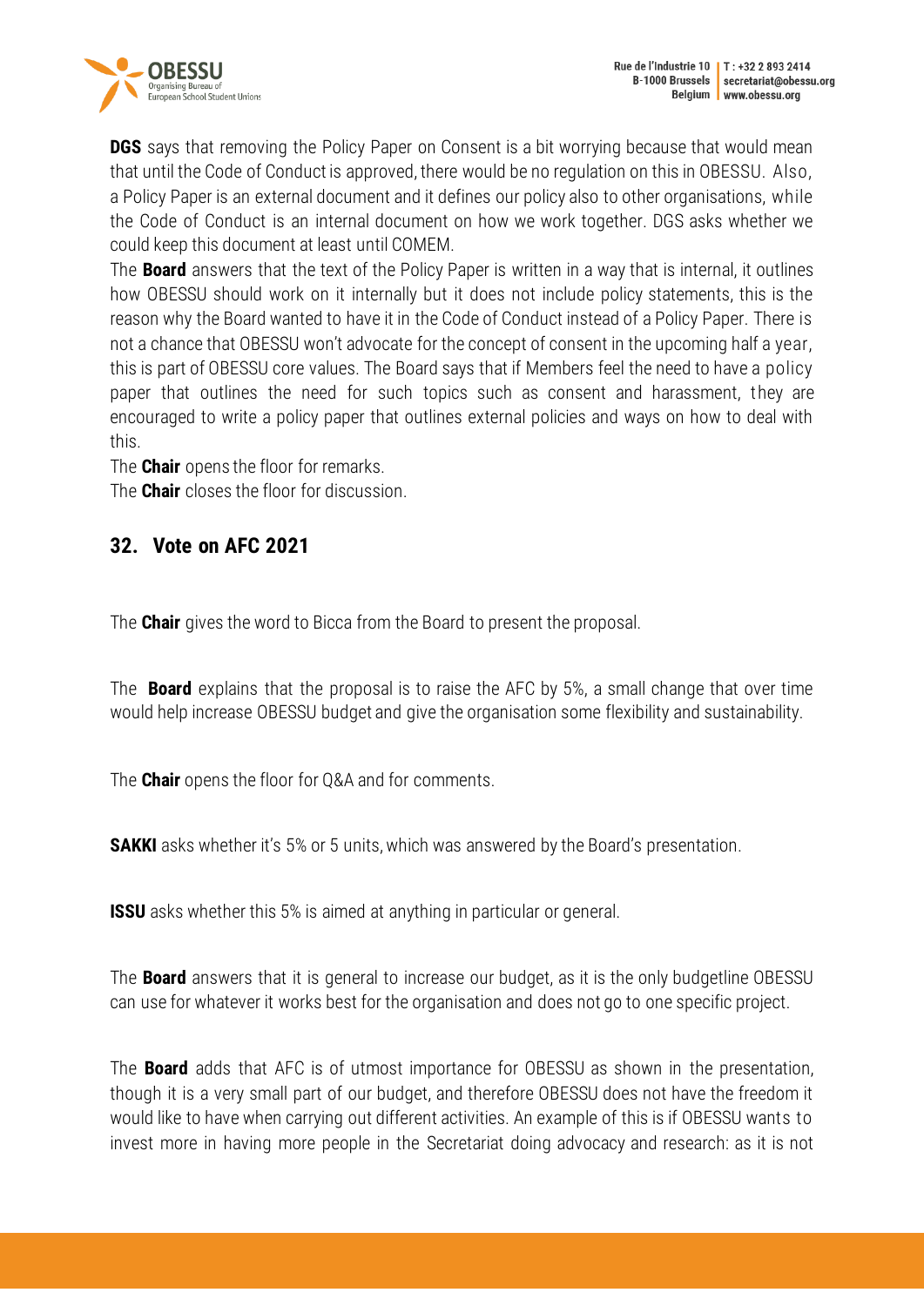**DGS** says that removing the Policy Paper on Consent is a bit worrying because that would mean that until the Code of Conduct is approved, there would be no regulation on this in OBESSU. Also, a Policy Paper is an external document and it defines our policy also to other organisations, while the Code of Conduct is an internal document on how we work together. DGS asks whether we could keep this document at least until COMEM.

The **Board** answers that the text of the Policy Paper is written in a way that is internal, it outlines how OBESSU should work on it internally but it does not include policy statements, this is the reason why the Board wanted to have it in the Code of Conduct instead of a Policy Paper. There is not a chance that OBESSU won't advocate for the concept of consent in the upcoming half a year, this is part of OBESSU core values. The Board says that if Members feel the need to have a policy paper that outlines the need for such topics such as consent and harassment, they are encouraged to write a policy paper that outlines external policies and ways on how to deal with this.

The **Chair** opens the floor for remarks.

The **Chair** closes the floor for discussion.

## 32. Vote on AFC 2021

The **Chair** gives the word to Bicca from the Board to present the proposal.

The **Board** explains that the proposal is to raise the AFC by 5%, a small change that over time would help increase OBESSU budget and give the organisation some flexibility and sustainability.

The **Chair** opens the floor for Q&A and for comments.

**SAKKI** asks whether it's 5% or 5 units, which was answered by the Board's presentation.

**ISSU** asks whether this 5% is aimed at anything in particular or general.

The **Board** answers that it is general to increase our budget, as it is the only budgetline OBESSU can use for whatever it works best for the organisation and does not go to one specific project.

The **Board** adds that AFC is of utmost importance for OBESSU as shown in the presentation, though it is a very small part of our budget, and therefore OBESSU does not have the freedom it would like to have when carrying out different activities. An example of this is if OBESSU wants to invest more in having more people in the Secretariat doing advocacy and research: as it is not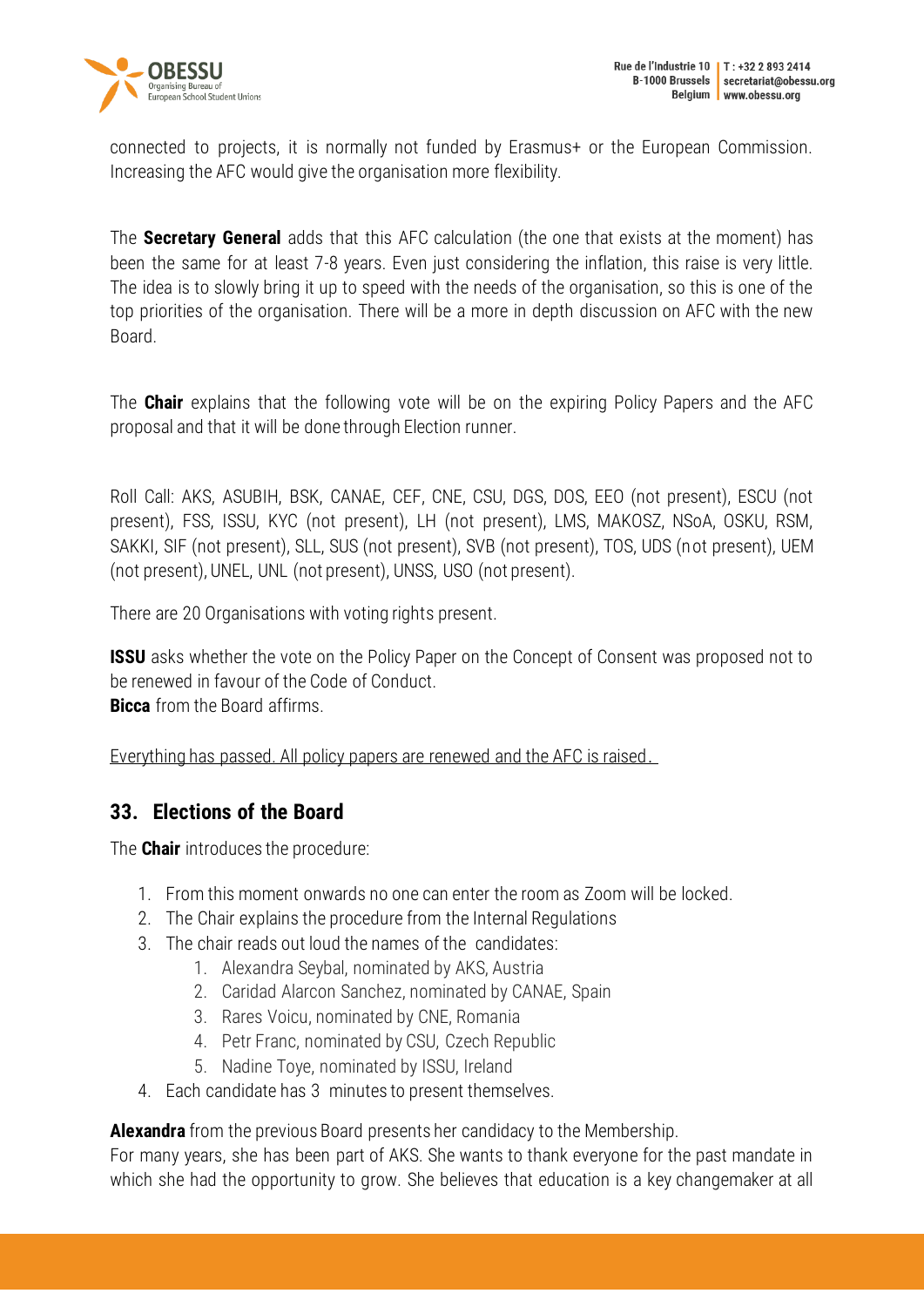connected to projects, it is normally not funded by Erasmus+ or the European Commission. Increasing the AFC would give the organisation more flexibility.

The **Secretary General** adds that this AFC calculation (the one that exists at the moment) has been the same for at least 7-8 years. Even just considering the inflation, this raise is very little. The idea is to slowly bring it up to speed with the needs of the organisation, so this is one of the top priorities of the organisation. There will be a more in depth discussion on AFC with the new Board.

The **Chair** explains that the following vote will be on the expiring Policy Papers and the AFC proposal and that it will be done through Election runner.

Roll Call: AKS, ASUBIH, BSK, CANAE, CEF, CNE, CSU, DGS, DOS, EEO (not present), ESCU (not present), FSS, ISSU, KYC (not present), LH (not present), LMS, MAKOSZ, NSoA, OSKU, RSM, SAKKI, SIF (not present), SLL, SUS (not present), SVB (not present), TOS, UDS (not present), UEM (not present), UNEL, UNL (not present), UNSS, USO (not present).

There are 20 Organisations with voting rights present.

**ISSU** asks whether the vote on the Policy Paper on the Concept of Consent was proposed not to be renewed in favour of the Code of Conduct.
**Bicca** from the Board affirms.

<u>Everything has passed. All policy papers are renewed and the AFC is raised.</u>

## 33. Elections of the Board

The **Chair** introduces the procedure:

1. From this moment onwards no one can enter the room as Zoom will be locked.
2. The Chair explains the procedure from the Internal Regulations
3. The chair reads out loud the names of the candidates:
   1. Alexandra Seybal, nominated by AKS, Austria
   2. Caridad Alarcon Sanchez, nominated by CANAE, Spain
   3. Rares Voicu, nominated by CNE, Romania
   4. Petr Franc, nominated by CSU, Czech Republic
   5. Nadine Toye, nominated by ISSU, Ireland
4. Each candidate has 3 minutes to present themselves.

**Alexandra** from the previous Board presents her candidacy to the Membership.
For many years, she has been part of AKS. She wants to thank everyone for the past mandate in which she had the opportunity to grow. She believes that education is a key changemaker at all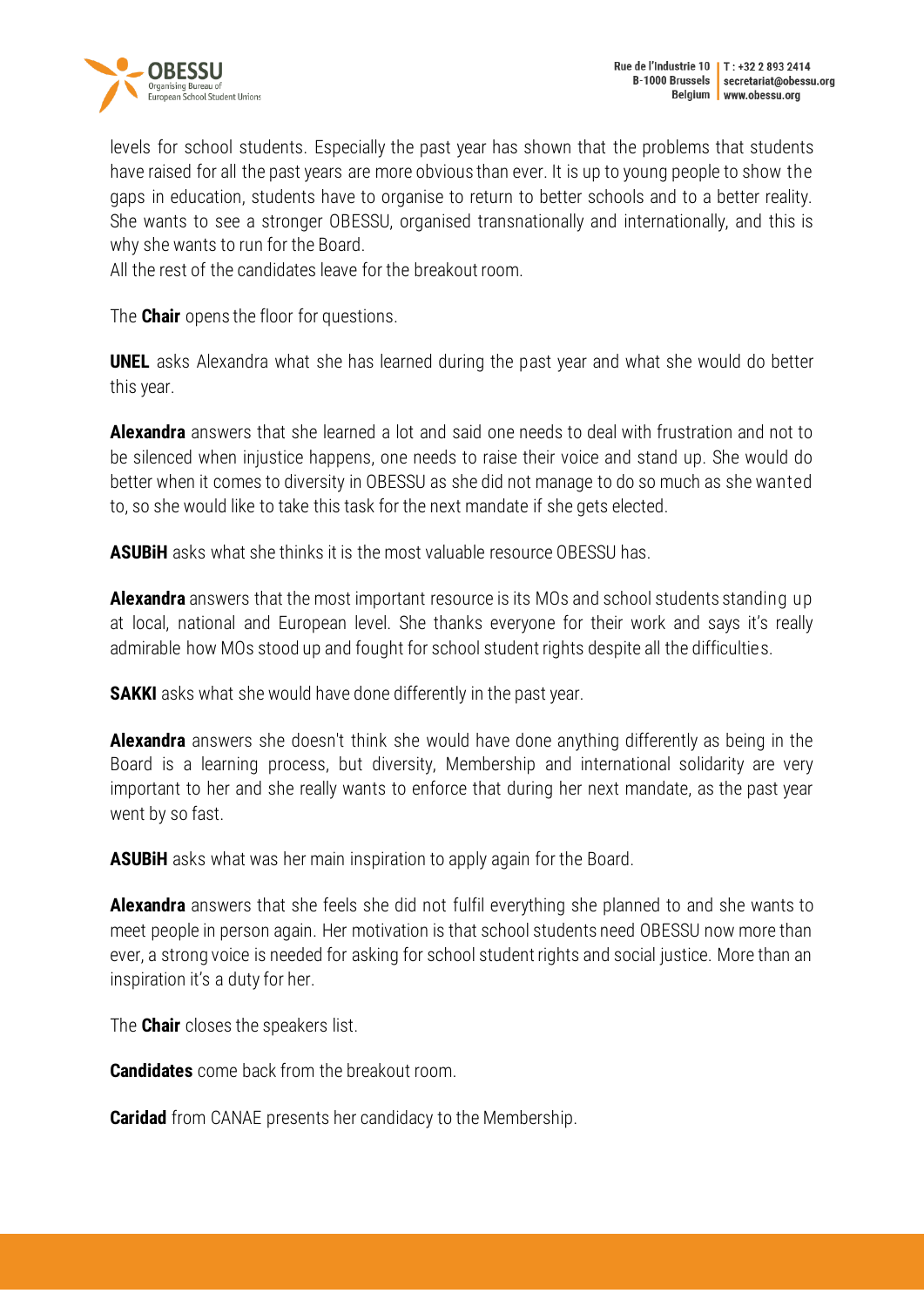levels for school students. Especially the past year has shown that the problems that students have raised for all the past years are more obvious than ever. It is up to young people to show the gaps in education, students have to organise to return to better schools and to a better reality. She wants to see a stronger OBESSU, organised transnationally and internationally, and this is why she wants to run for the Board.
All the rest of the candidates leave for the breakout room.

The **Chair** opens the floor for questions.

**UNEL** asks Alexandra what she has learned during the past year and what she would do better this year.

**Alexandra** answers that she learned a lot and said one needs to deal with frustration and not to be silenced when injustice happens, one needs to raise their voice and stand up. She would do better when it comes to diversity in OBESSU as she did not manage to do so much as she wanted to, so she would like to take this task for the next mandate if she gets elected.

**ASUBiH** asks what she thinks it is the most valuable resource OBESSU has.

**Alexandra** answers that the most important resource is its MOs and school students standing up at local, national and European level. She thanks everyone for their work and says it's really admirable how MOs stood up and fought for school student rights despite all the difficulties.

**SAKKI** asks what she would have done differently in the past year.

**Alexandra** answers she doesn't think she would have done anything differently as being in the Board is a learning process, but diversity, Membership and international solidarity are very important to her and she really wants to enforce that during her next mandate, as the past year went by so fast.

**ASUBiH** asks what was her main inspiration to apply again for the Board.

**Alexandra** answers that she feels she did not fulfil everything she planned to and she wants to meet people in person again. Her motivation is that school students need OBESSU now more than ever, a strong voice is needed for asking for school student rights and social justice. More than an inspiration it's a duty for her.

The **Chair** closes the speakers list.

**Candidates** come back from the breakout room.

**Caridad** from CANAE presents her candidacy to the Membership.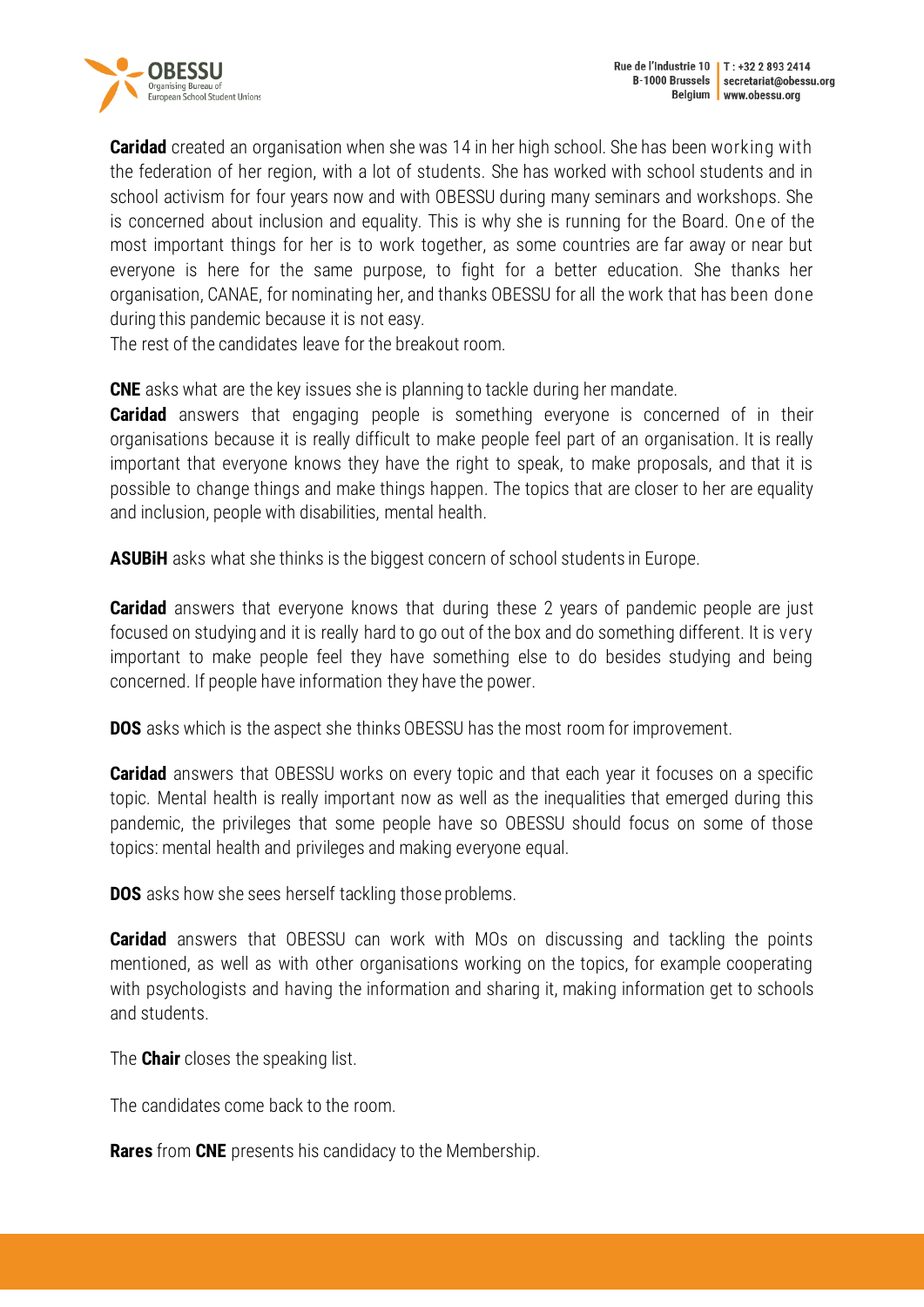**Caridad** created an organisation when she was 14 in her high school. She has been working with the federation of her region, with a lot of students. She has worked with school students and in school activism for four years now and with OBESSU during many seminars and workshops. She is concerned about inclusion and equality. This is why she is running for the Board. One of the most important things for her is to work together, as some countries are far away or near but everyone is here for the same purpose, to fight for a better education. She thanks her organisation, CANAE, for nominating her, and thanks OBESSU for all the work that has been done during this pandemic because it is not easy.
The rest of the candidates leave for the breakout room.

**CNE** asks what are the key issues she is planning to tackle during her mandate.
**Caridad** answers that engaging people is something everyone is concerned of in their organisations because it is really difficult to make people feel part of an organisation. It is really important that everyone knows they have the right to speak, to make proposals, and that it is possible to change things and make things happen. The topics that are closer to her are equality and inclusion, people with disabilities, mental health.

**ASUBiH** asks what she thinks is the biggest concern of school students in Europe.

**Caridad** answers that everyone knows that during these 2 years of pandemic people are just focused on studying and it is really hard to go out of the box and do something different. It is very important to make people feel they have something else to do besides studying and being concerned. If people have information they have the power.

**DOS** asks which is the aspect she thinks OBESSU has the most room for improvement.

**Caridad** answers that OBESSU works on every topic and that each year it focuses on a specific topic. Mental health is really important now as well as the inequalities that emerged during this pandemic, the privileges that some people have so OBESSU should focus on some of those topics: mental health and privileges and making everyone equal.

**DOS** asks how she sees herself tackling those problems.

**Caridad** answers that OBESSU can work with MOs on discussing and tackling the points mentioned, as well as with other organisations working on the topics, for example cooperating with psychologists and having the information and sharing it, making information get to schools and students.

The **Chair** closes the speaking list.

The candidates come back to the room.

**Rares** from **CNE** presents his candidacy to the Membership.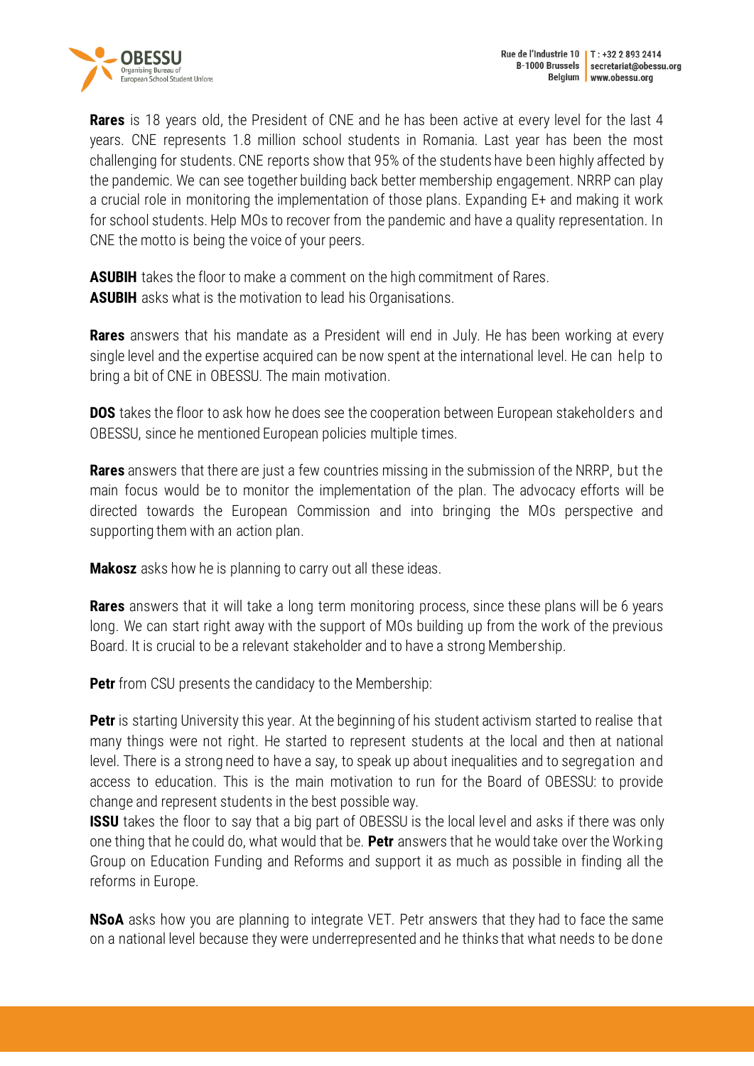**Rares** is 18 years old, the President of CNE and he has been active at every level for the last 4 years. CNE represents 1.8 million school students in Romania. Last year has been the most challenging for students. CNE reports show that 95% of the students have been highly affected by the pandemic. We can see together building back better membership engagement. NRRP can play a crucial role in monitoring the implementation of those plans. Expanding E+ and making it work for school students. Help MOs to recover from the pandemic and have a quality representation. In CNE the motto is being the voice of your peers.

**ASUBIH** takes the floor to make a comment on the high commitment of Rares.
**ASUBIH** asks what is the motivation to lead his Organisations.

**Rares** answers that his mandate as a President will end in July. He has been working at every single level and the expertise acquired can be now spent at the international level. He can help to bring a bit of CNE in OBESSU. The main motivation.

**DOS** takes the floor to ask how he does see the cooperation between European stakeholders and OBESSU, since he mentioned European policies multiple times.

**Rares** answers that there are just a few countries missing in the submission of the NRRP, but the main focus would be to monitor the implementation of the plan. The advocacy efforts will be directed towards the European Commission and into bringing the MOs perspective and supporting them with an action plan.

**Makosz** asks how he is planning to carry out all these ideas.

**Rares** answers that it will take a long term monitoring process, since these plans will be 6 years long. We can start right away with the support of MOs building up from the work of the previous Board. It is crucial to be a relevant stakeholder and to have a strong Membership.

**Petr** from CSU presents the candidacy to the Membership:

**Petr** is starting University this year. At the beginning of his student activism started to realise that many things were not right. He started to represent students at the local and then at national level. There is a strong need to have a say, to speak up about inequalities and to segregation and access to education. This is the main motivation to run for the Board of OBESSU: to provide change and represent students in the best possible way.
**ISSU** takes the floor to say that a big part of OBESSU is the local level and asks if there was only one thing that he could do, what would that be. **Petr** answers that he would take over the Working Group on Education Funding and Reforms and support it as much as possible in finding all the reforms in Europe.

**NSoA** asks how you are planning to integrate VET. Petr answers that they had to face the same on a national level because they were underrepresented and he thinks that what needs to be done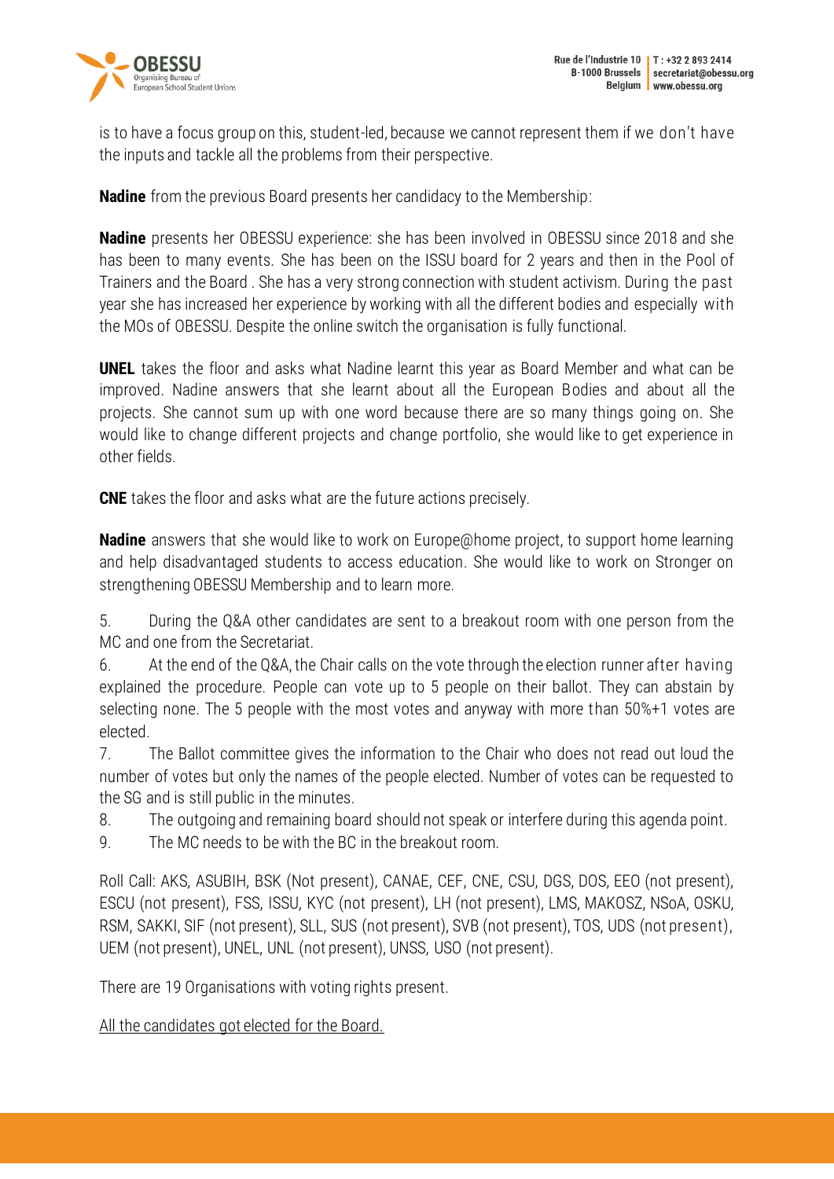is to have a focus group on this, student-led, because we cannot represent them if we don't have the inputs and tackle all the problems from their perspective.

**Nadine** from the previous Board presents her candidacy to the Membership:

**Nadine** presents her OBESSU experience: she has been involved in OBESSU since 2018 and she has been to many events. She has been on the ISSU board for 2 years and then in the Pool of Trainers and the Board . She has a very strong connection with student activism. During the past year she has increased her experience by working with all the different bodies and especially with the MOs of OBESSU. Despite the online switch the organisation is fully functional.

**UNEL** takes the floor and asks what Nadine learnt this year as Board Member and what can be improved. Nadine answers that she learnt about all the European Bodies and about all the projects. She cannot sum up with one word because there are so many things going on. She would like to change different projects and change portfolio, she would like to get experience in other fields.

**CNE** takes the floor and asks what are the future actions precisely.

**Nadine** answers that she would like to work on Europe@home project, to support home learning and help disadvantaged students to access education. She would like to work on Stronger on strengthening OBESSU Membership and to learn more.

5. During the Q&A other candidates are sent to a breakout room with one person from the MC and one from the Secretariat.
6. At the end of the Q&A, the Chair calls on the vote through the election runner after having explained the procedure. People can vote up to 5 people on their ballot. They can abstain by selecting none. The 5 people with the most votes and anyway with more than 50%+1 votes are elected.
7. The Ballot committee gives the information to the Chair who does not read out loud the number of votes but only the names of the people elected. Number of votes can be requested to the SG and is still public in the minutes.
8. The outgoing and remaining board should not speak or interfere during this agenda point.
9. The MC needs to be with the BC in the breakout room.

Roll Call: AKS, ASUBIH, BSK (Not present), CANAE, CEF, CNE, CSU, DGS, DOS, EEO (not present), ESCU (not present), FSS, ISSU, KYC (not present), LH (not present), LMS, MAKOSZ, NSoA, OSKU, RSM, SAKKI, SIF (not present), SLL, SUS (not present), SVB (not present), TOS, UDS (not present), UEM (not present), UNEL, UNL (not present), UNSS, USO (not present).

There are 19 Organisations with voting rights present.

<u>All the candidates got elected for the Board.</u>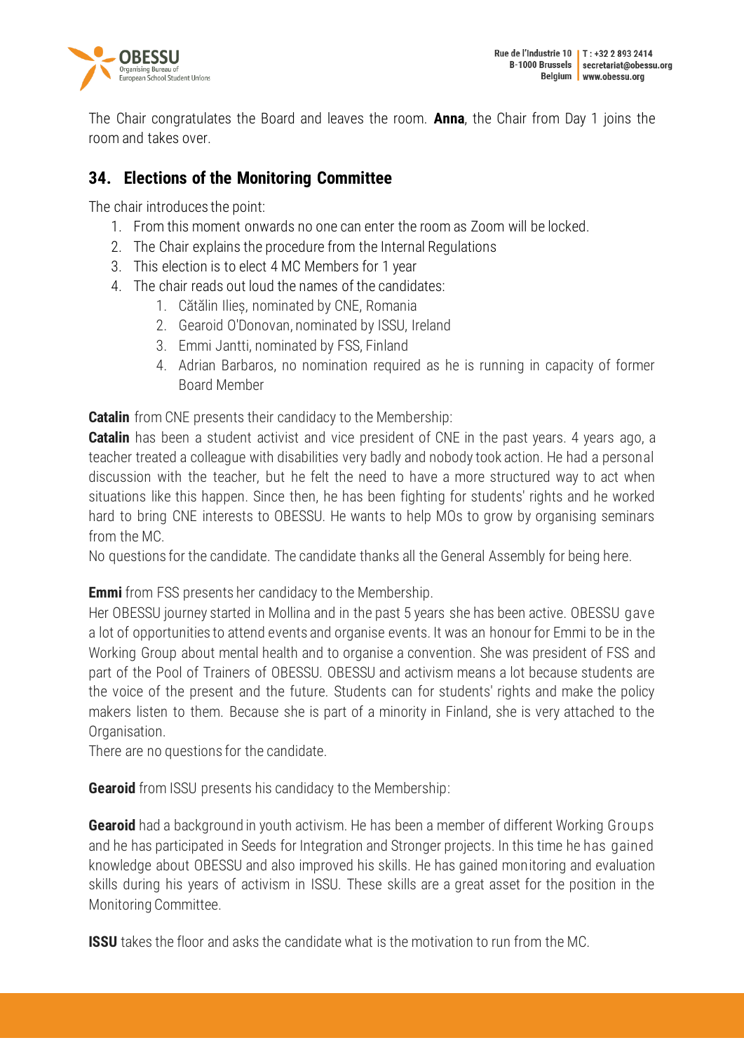The Chair congratulates the Board and leaves the room. **Anna**, the Chair from Day 1 joins the room and takes over.

## 34. Elections of the Monitoring Committee

The chair introduces the point:

1. From this moment onwards no one can enter the room as Zoom will be locked.
2. The Chair explains the procedure from the Internal Regulations
3. This election is to elect 4 MC Members for 1 year
4. The chair reads out loud the names of the candidates:
    1. Cătălin Ilieș, nominated by CNE, Romania
    2. Gearoid O'Donovan, nominated by ISSU, Ireland
    3. Emmi Jantti, nominated by FSS, Finland
    4. Adrian Barbaros, no nomination required as he is running in capacity of former Board Member

**Catalin** from CNE presents their candidacy to the Membership:

**Catalin** has been a student activist and vice president of CNE in the past years. 4 years ago, a teacher treated a colleague with disabilities very badly and nobody took action. He had a personal discussion with the teacher, but he felt the need to have a more structured way to act when situations like this happen. Since then, he has been fighting for students' rights and he worked hard to bring CNE interests to OBESSU. He wants to help MOs to grow by organising seminars from the MC.

No questions for the candidate. The candidate thanks all the General Assembly for being here.

**Emmi** from FSS presents her candidacy to the Membership.

Her OBESSU journey started in Mollina and in the past 5 years she has been active. OBESSU gave a lot of opportunities to attend events and organise events. It was an honour for Emmi to be in the Working Group about mental health and to organise a convention. She was president of FSS and part of the Pool of Trainers of OBESSU. OBESSU and activism means a lot because students are the voice of the present and the future. Students can for students' rights and make the policy makers listen to them. Because she is part of a minority in Finland, she is very attached to the Organisation.

There are no questions for the candidate.

**Gearoid** from ISSU presents his candidacy to the Membership:

**Gearoid** had a background in youth activism. He has been a member of different Working Groups and he has participated in Seeds for Integration and Stronger projects. In this time he has gained knowledge about OBESSU and also improved his skills. He has gained monitoring and evaluation skills during his years of activism in ISSU. These skills are a great asset for the position in the Monitoring Committee.

**ISSU** takes the floor and asks the candidate what is the motivation to run from the MC.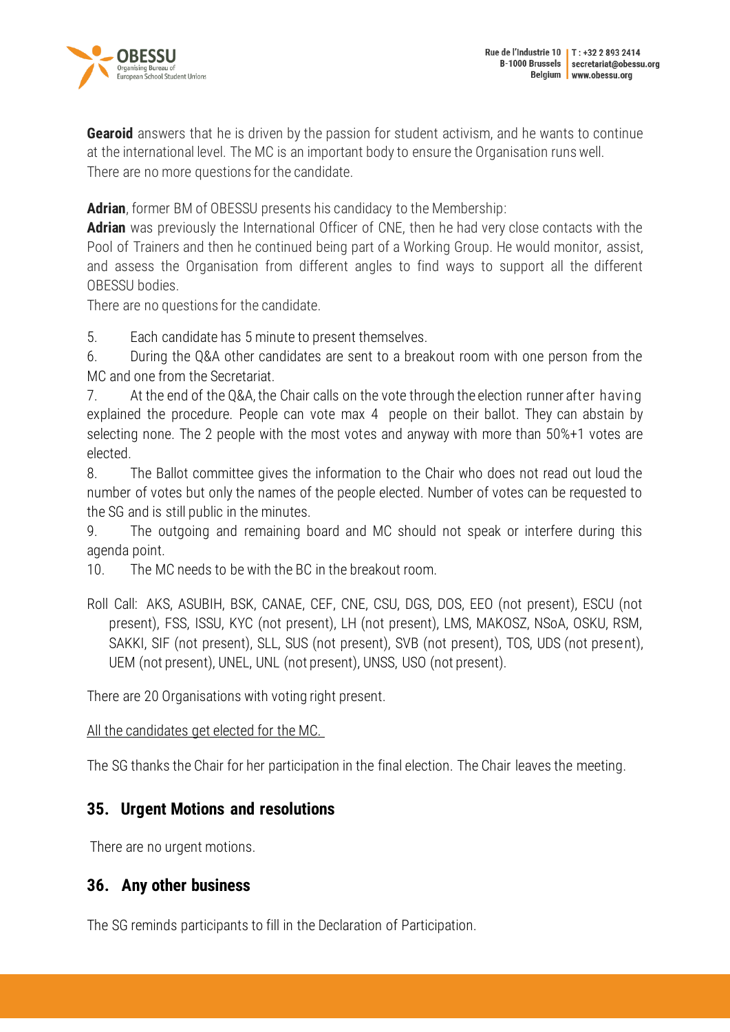**Gearoid** answers that he is driven by the passion for student activism, and he wants to continue at the international level. The MC is an important body to ensure the Organisation runs well. There are no more questions for the candidate.

**Adrian**, former BM of OBESSU presents his candidacy to the Membership:
**Adrian** was previously the International Officer of CNE, then he had very close contacts with the Pool of Trainers and then he continued being part of a Working Group. He would monitor, assist, and assess the Organisation from different angles to find ways to support all the different OBESSU bodies.
There are no questions for the candidate.

5. Each candidate has 5 minute to present themselves.
6. During the Q&A other candidates are sent to a breakout room with one person from the MC and one from the Secretariat.
7. At the end of the Q&A, the Chair calls on the vote through the election runner after having explained the procedure. People can vote max 4 people on their ballot. They can abstain by selecting none. The 2 people with the most votes and anyway with more than 50%+1 votes are elected.
8. The Ballot committee gives the information to the Chair who does not read out loud the number of votes but only the names of the people elected. Number of votes can be requested to the SG and is still public in the minutes.
9. The outgoing and remaining board and MC should not speak or interfere during this agenda point.
10. The MC needs to be with the BC in the breakout room.

Roll Call: AKS, ASUBIH, BSK, CANAE, CEF, CNE, CSU, DGS, DOS, EEO (not present), ESCU (not present), FSS, ISSU, KYC (not present), LH (not present), LMS, MAKOSZ, NSoA, OSKU, RSM, SAKKI, SIF (not present), SLL, SUS (not present), SVB (not present), TOS, UDS (not present), UEM (not present), UNEL, UNL (not present), UNSS, USO (not present).

There are 20 Organisations with voting right present.

<u>All the candidates get elected for the MC.</u>

The SG thanks the Chair for her participation in the final election. The Chair leaves the meeting.

## 35. Urgent Motions and resolutions

There are no urgent motions.

## 36. Any other business

The SG reminds participants to fill in the Declaration of Participation.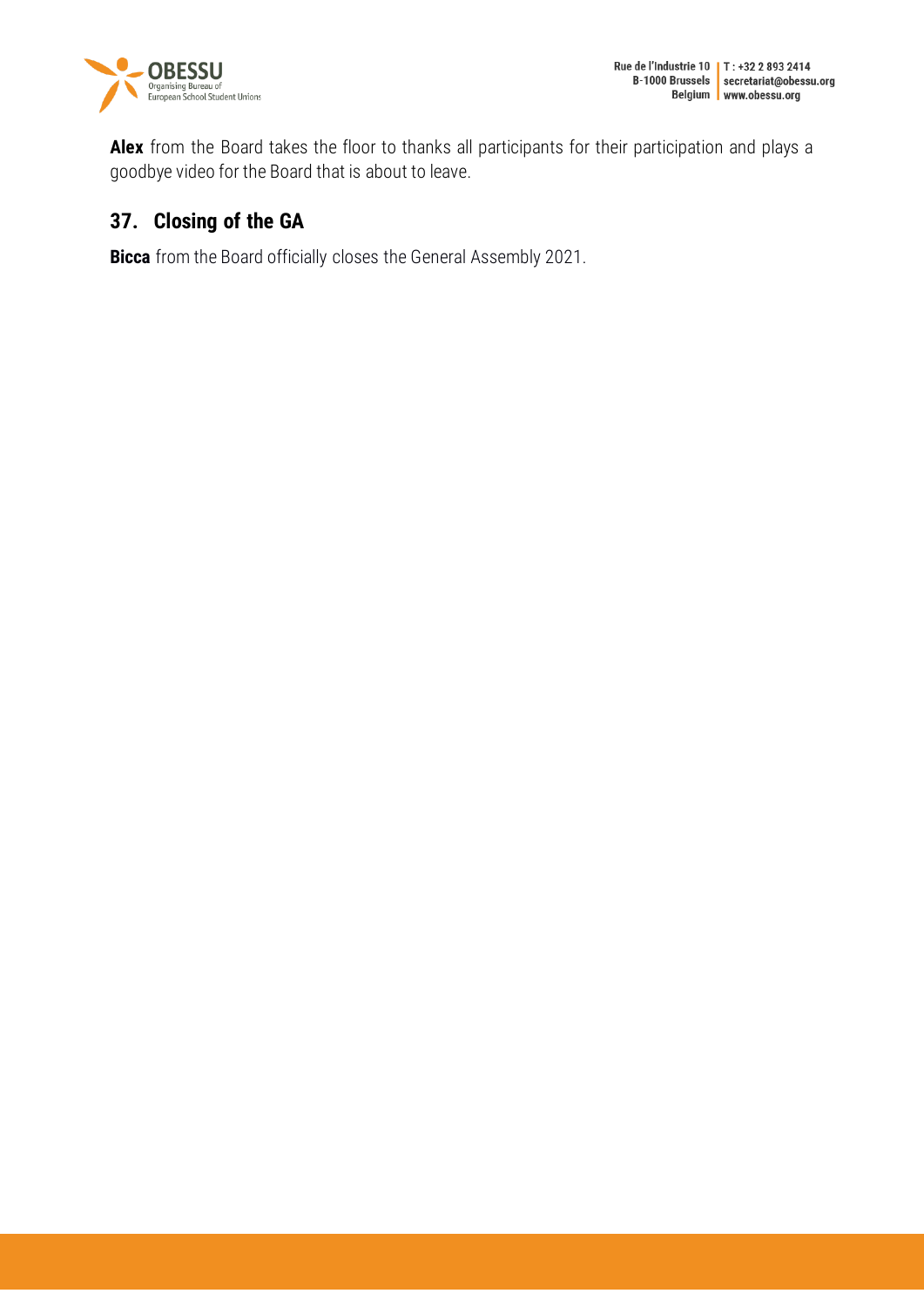**Alex** from the Board takes the floor to thanks all participants for their participation and plays a goodbye video for the Board that is about to leave.

## 37. Closing of the GA

**Bicca** from the Board officially closes the General Assembly 2021.